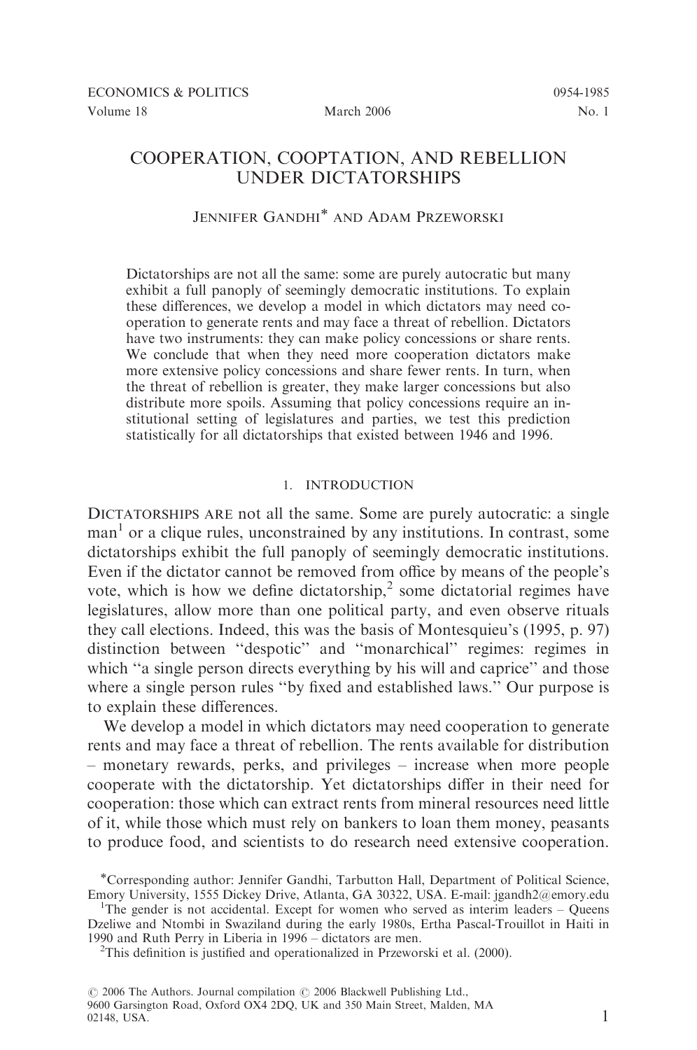# COOPERATION, COOPTATION, AND REBELLION UNDER DICTATORSHIPS

JENNIFER GANDHI* AND ADAM PRZEWORSKI

Dictatorships are not all the same: some are purely autocratic but many exhibit a full panoply of seemingly democratic institutions. To explain these differences, we develop a model in which dictators may need cooperation to generate rents and may face a threat of rebellion. Dictators have two instruments: they can make policy concessions or share rents. We conclude that when they need more cooperation dictators make more extensive policy concessions and share fewer rents. In turn, when the threat of rebellion is greater, they make larger concessions but also distribute more spoils. Assuming that policy concessions require an institutional setting of legislatures and parties, we test this prediction statistically for all dictatorships that existed between 1946 and 1996.

## 1. INTRODUCTION

DICTATORSHIPS ARE not all the same. Some are purely autocratic: a single man[1] or a clique rules, unconstrained by any institutions. In contrast, some dictatorships exhibit the full panoply of seemingly democratic institutions. Even if the dictator cannot be removed from office by means of the people's vote, which is how we define dictatorship,[2] some dictatorial regimes have legislatures, allow more than one political party, and even observe rituals they call elections. Indeed, this was the basis of Montesquieu's (1995, p. 97) distinction between "despotic" and "monarchical" regimes: regimes in which "a single person directs everything by his will and caprice" and those where a single person rules "by fixed and established laws." Our purpose is to explain these differences.

We develop a model in which dictators may need cooperation to generate rents and may face a threat of rebellion. The rents available for distribution – monetary rewards, perks, and privileges – increase when more people cooperate with the dictatorship. Yet dictatorships differ in their need for cooperation: those which can extract rents from mineral resources need little of it, while those which must rely on bankers to loan them money, peasants to produce food, and scientists to do research need extensive cooperation.

*Corresponding author: Jennifer Gandhi, Tarbutton Hall, Department of Political Science, Emory University, 1555 Dickey Drive, Atlanta, GA 30322, USA. E-mail: jgandh2@emory.edu

[1]The gender is not accidental. Except for women who served as interim leaders – Queens Dzeliwe and Ntombi in Swaziland during the early 1980s, Ertha Pascal-Trouillot in Haiti in 1990 and Ruth Perry in Liberia in 1996 – dictators are men.

[2]This definition is justified and operationalized in Przeworski et al. (2000).

© 2006 The Authors. Journal compilation © 2006 Blackwell Publishing Ltd., 9600 Garsington Road, Oxford OX4 2DQ, UK and 350 Main Street, Malden, MA 02148, USA.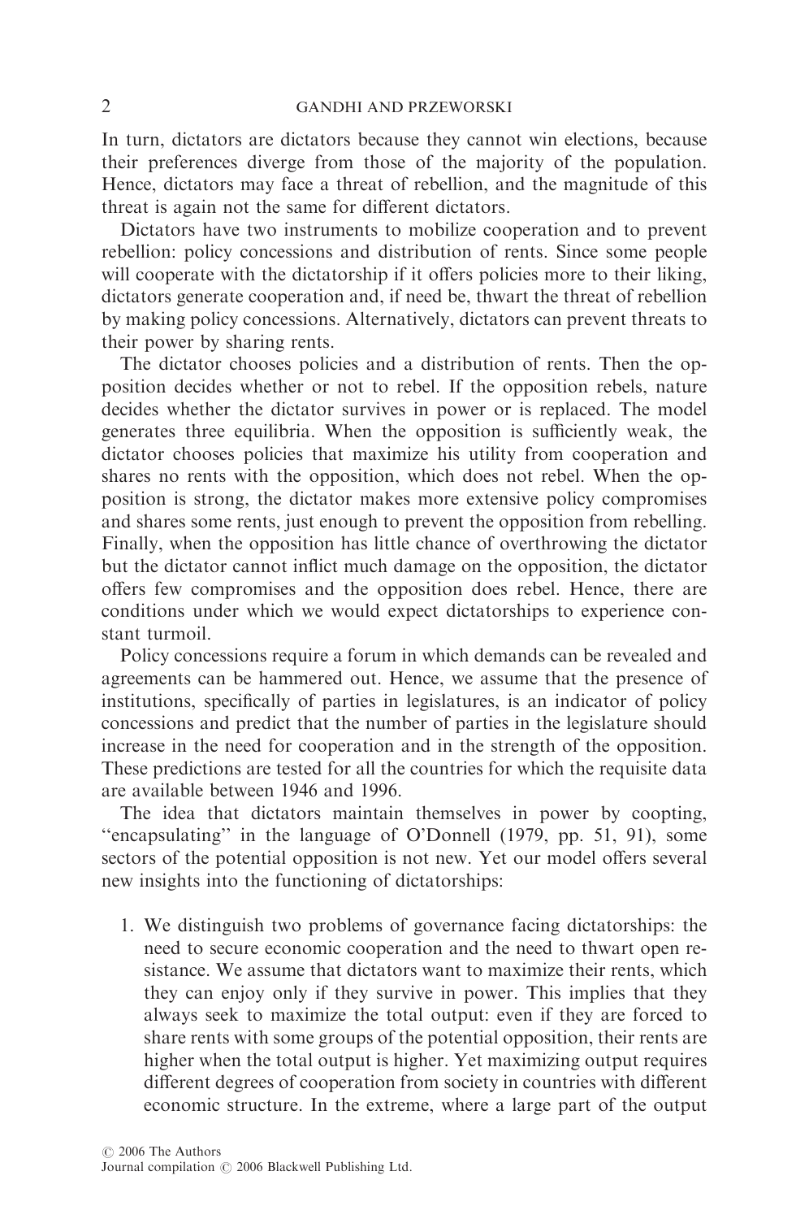In turn, dictators are dictators because they cannot win elections, because their preferences diverge from those of the majority of the population. Hence, dictators may face a threat of rebellion, and the magnitude of this threat is again not the same for different dictators.

Dictators have two instruments to mobilize cooperation and to prevent rebellion: policy concessions and distribution of rents. Since some people will cooperate with the dictatorship if it offers policies more to their liking, dictators generate cooperation and, if need be, thwart the threat of rebellion by making policy concessions. Alternatively, dictators can prevent threats to their power by sharing rents.

The dictator chooses policies and a distribution of rents. Then the opposition decides whether or not to rebel. If the opposition rebels, nature decides whether the dictator survives in power or is replaced. The model generates three equilibria. When the opposition is sufficiently weak, the dictator chooses policies that maximize his utility from cooperation and shares no rents with the opposition, which does not rebel. When the opposition is strong, the dictator makes more extensive policy compromises and shares some rents, just enough to prevent the opposition from rebelling. Finally, when the opposition has little chance of overthrowing the dictator but the dictator cannot inflict much damage on the opposition, the dictator offers few compromises and the opposition does rebel. Hence, there are conditions under which we would expect dictatorships to experience constant turmoil.

Policy concessions require a forum in which demands can be revealed and agreements can be hammered out. Hence, we assume that the presence of institutions, specifically of parties in legislatures, is an indicator of policy concessions and predict that the number of parties in the legislature should increase in the need for cooperation and in the strength of the opposition. These predictions are tested for all the countries for which the requisite data are available between 1946 and 1996.

The idea that dictators maintain themselves in power by coopting, "encapsulating" in the language of O'Donnell (1979, pp. 51, 91), some sectors of the potential opposition is not new. Yet our model offers several new insights into the functioning of dictatorships:

1. We distinguish two problems of governance facing dictatorships: the need to secure economic cooperation and the need to thwart open resistance. We assume that dictators want to maximize their rents, which they can enjoy only if they survive in power. This implies that they always seek to maximize the total output: even if they are forced to share rents with some groups of the potential opposition, their rents are higher when the total output is higher. Yet maximizing output requires different degrees of cooperation from society in countries with different economic structure. In the extreme, where a large part of the output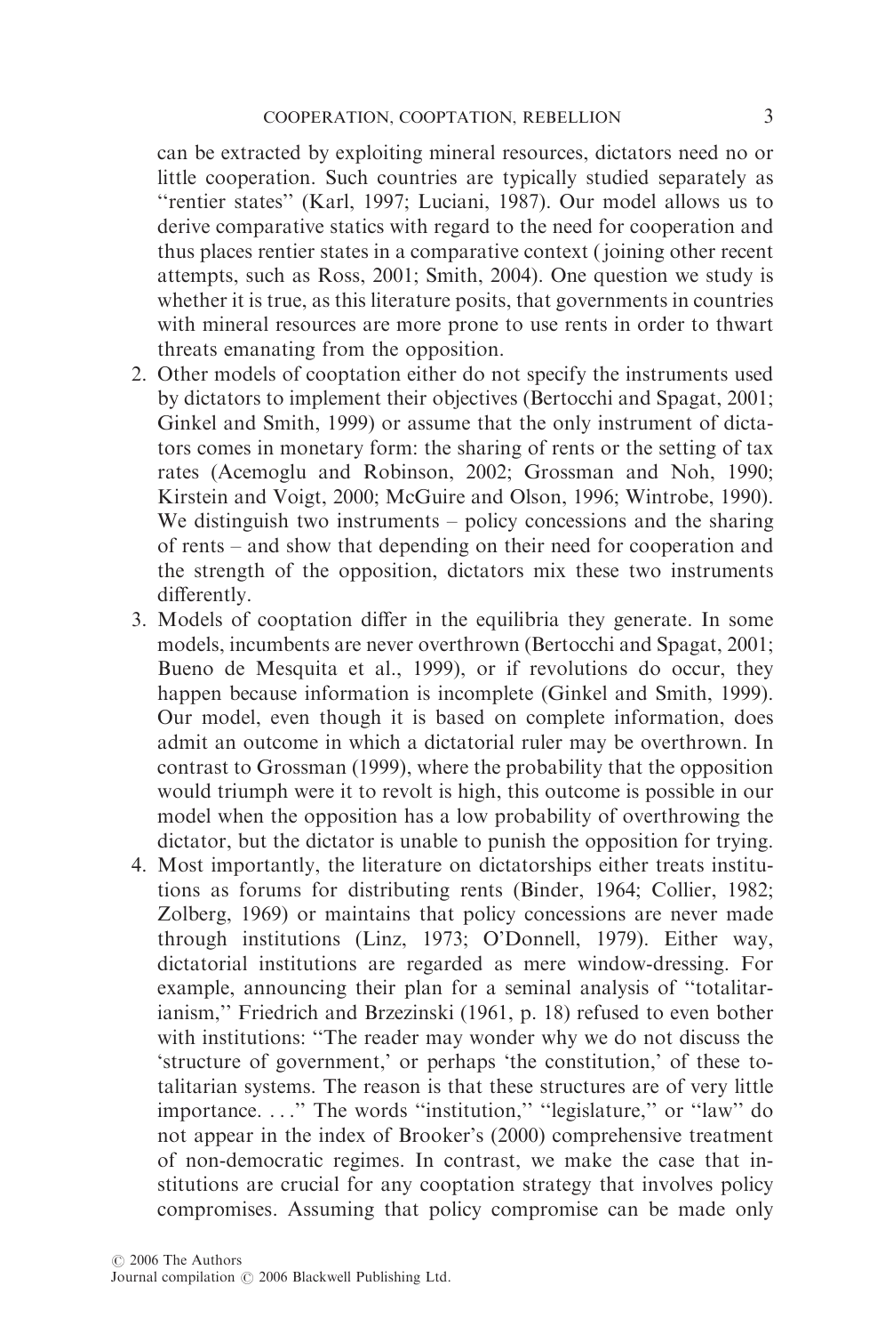can be extracted by exploiting mineral resources, dictators need no or little cooperation. Such countries are typically studied separately as "rentier states" (Karl, 1997; Luciani, 1987). Our model allows us to derive comparative statics with regard to the need for cooperation and thus places rentier states in a comparative context (joining other recent attempts, such as Ross, 2001; Smith, 2004). One question we study is whether it is true, as this literature posits, that governments in countries with mineral resources are more prone to use rents in order to thwart threats emanating from the opposition.

2. Other models of cooptation either do not specify the instruments used by dictators to implement their objectives (Bertocchi and Spagat, 2001; Ginkel and Smith, 1999) or assume that the only instrument of dictators comes in monetary form: the sharing of rents or the setting of tax rates (Acemoglu and Robinson, 2002; Grossman and Noh, 1990; Kirstein and Voigt, 2000; McGuire and Olson, 1996; Wintrobe, 1990). We distinguish two instruments – policy concessions and the sharing of rents – and show that depending on their need for cooperation and the strength of the opposition, dictators mix these two instruments differently.
3. Models of cooptation differ in the equilibria they generate. In some models, incumbents are never overthrown (Bertocchi and Spagat, 2001; Bueno de Mesquita et al., 1999), or if revolutions do occur, they happen because information is incomplete (Ginkel and Smith, 1999). Our model, even though it is based on complete information, does admit an outcome in which a dictatorial ruler may be overthrown. In contrast to Grossman (1999), where the probability that the opposition would triumph were it to revolt is high, this outcome is possible in our model when the opposition has a low probability of overthrowing the dictator, but the dictator is unable to punish the opposition for trying.
4. Most importantly, the literature on dictatorships either treats institutions as forums for distributing rents (Binder, 1964; Collier, 1982; Zolberg, 1969) or maintains that policy concessions are never made through institutions (Linz, 1973; O'Donnell, 1979). Either way, dictatorial institutions are regarded as mere window-dressing. For example, announcing their plan for a seminal analysis of "totalitarianism," Friedrich and Brzezinski (1961, p. 18) refused to even bother with institutions: "The reader may wonder why we do not discuss the 'structure of government,' or perhaps 'the constitution,' of these totalitarian systems. The reason is that these structures are of very little importance. . . ." The words "institution," "legislature," or "law" do not appear in the index of Brooker's (2000) comprehensive treatment of non-democratic regimes. In contrast, we make the case that institutions are crucial for any cooptation strategy that involves policy compromises. Assuming that policy compromise can be made only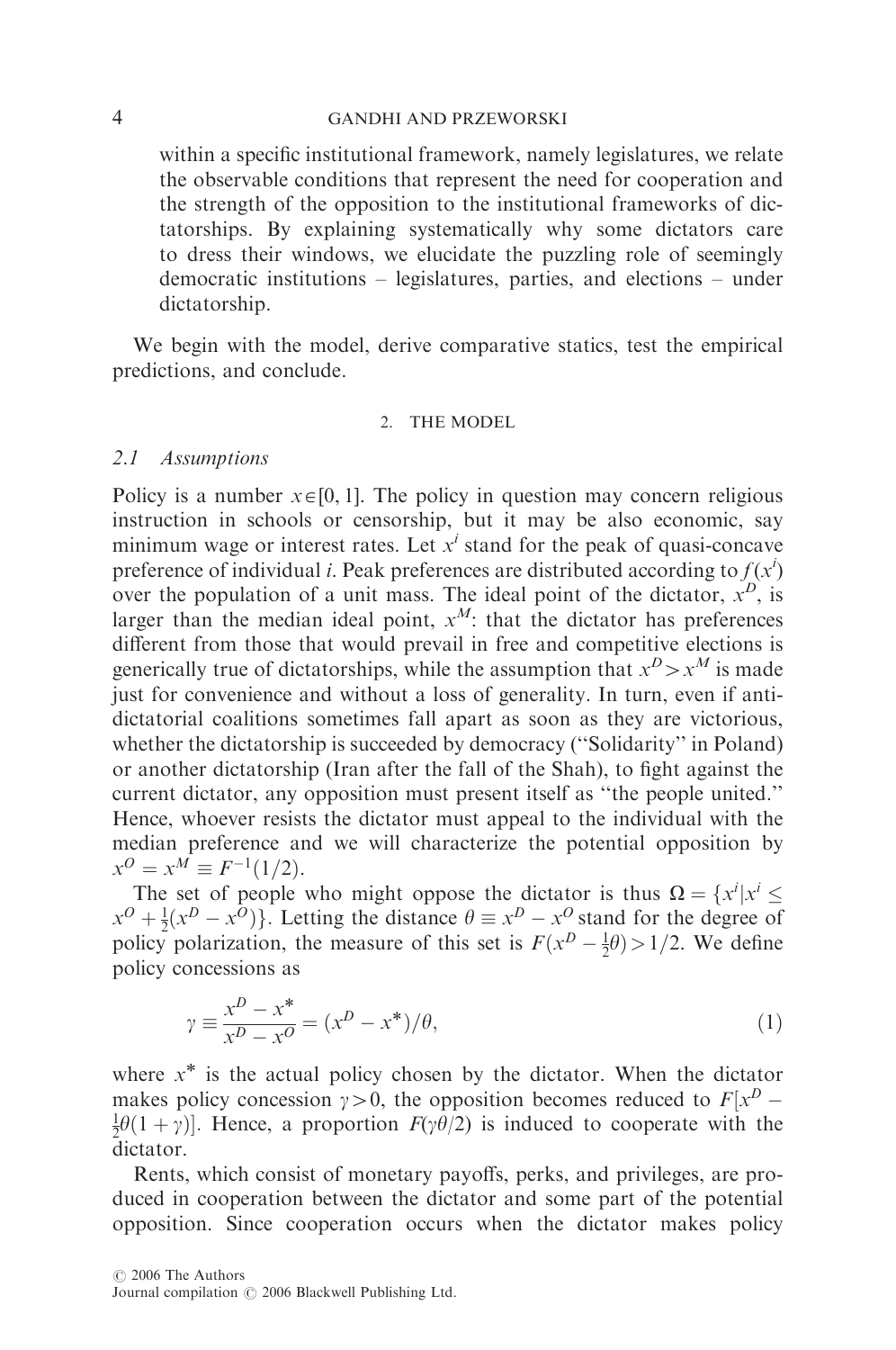within a specific institutional framework, namely legislatures, we relate the observable conditions that represent the need for cooperation and the strength of the opposition to the institutional frameworks of dictatorships. By explaining systematically why some dictators care to dress their windows, we elucidate the puzzling role of seemingly democratic institutions – legislatures, parties, and elections – under dictatorship.

We begin with the model, derive comparative statics, test the empirical predictions, and conclude.

## 2. THE MODEL

### 2.1 Assumptions

Policy is a number $x \in [0, 1]$. The policy in question may concern religious instruction in schools or censorship, but it may be also economic, say minimum wage or interest rates. Let $x^i$ stand for the peak of quasi-concave preference of individual $i$. Peak preferences are distributed according to $f(x^i)$ over the population of a unit mass. The ideal point of the dictator, $x^D$, is larger than the median ideal point, $x^M$: that the dictator has preferences different from those that would prevail in free and competitive elections is generically true of dictatorships, while the assumption that $x^D > x^M$ is made just for convenience and without a loss of generality. In turn, even if anti-dictatorial coalitions sometimes fall apart as soon as they are victorious, whether the dictatorship is succeeded by democracy ("Solidarity" in Poland) or another dictatorship (Iran after the fall of the Shah), to fight against the current dictator, any opposition must present itself as "the people united." Hence, whoever resists the dictator must appeal to the individual with the median preference and we will characterize the potential opposition by $x^O = x^M \equiv F^{-1}(1/2)$.

The set of people who might oppose the dictator is thus $\Omega = \{x^i | x^i \leq x^O + \frac{1}{2}(x^D - x^O)\}$. Letting the distance $\theta \equiv x^D - x^O$ stand for the degree of policy polarization, the measure of this set is $F(x^D - \frac{1}{2}\theta) > 1/2$. We define policy concessions as

$$\gamma \equiv \frac{x^D - x^*}{x^D - x^O} = (x^D - x^*)/\theta, \tag{1}$$

where $x^*$ is the actual policy chosen by the dictator. When the dictator makes policy concession $\gamma > 0$, the opposition becomes reduced to $F[x^D - \frac{1}{2}\theta(1 + \gamma)]$. Hence, a proportion $F(\gamma\theta/2)$ is induced to cooperate with the dictator.

Rents, which consist of monetary payoffs, perks, and privileges, are produced in cooperation between the dictator and some part of the potential opposition. Since cooperation occurs when the dictator makes policy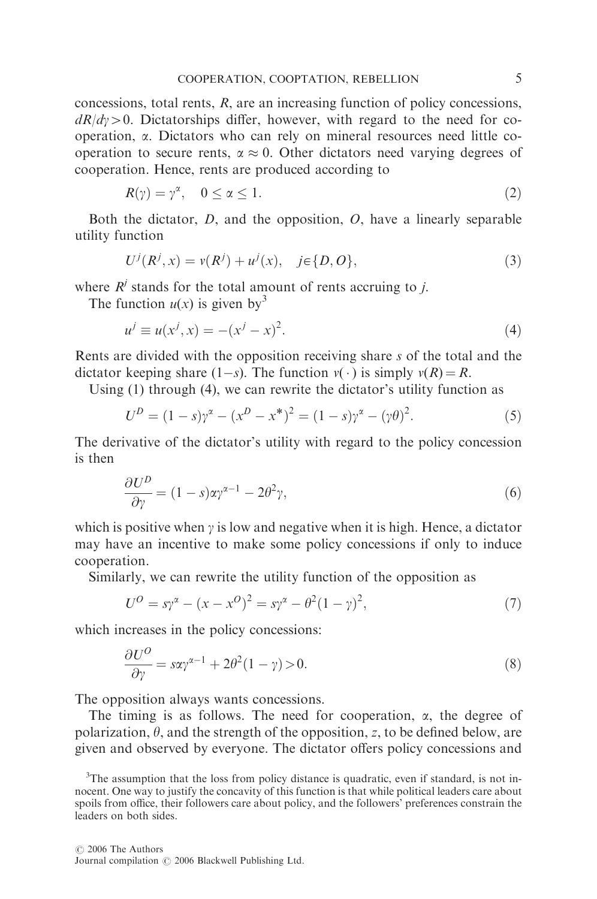concessions, total rents, $R$, are an increasing function of policy concessions, $dR/d\gamma > 0$. Dictatorships differ, however, with regard to the need for cooperation, $\alpha$. Dictators who can rely on mineral resources need little cooperation to secure rents, $\alpha \approx 0$. Other dictators need varying degrees of cooperation. Hence, rents are produced according to

$$R(\gamma) = \gamma^{\alpha}, \quad 0 \leq \alpha \leq 1. \tag{2}$$

Both the dictator, $D$, and the opposition, $O$, have a linearly separable utility function

$$U^j(R^j, x) = v(R^j) + u^j(x), \quad j \in \{D, O\}, \tag{3}$$

where $R^j$ stands for the total amount of rents accruing to $j$.

The function $u(x)$ is given by[3]

$$u^j \equiv u(x^j, x) = -(x^j - x)^2. \tag{4}$$

Rents are divided with the opposition receiving share $s$ of the total and the dictator keeping share $(1-s)$. The function $v(\cdot)$ is simply $v(R) = R$.

Using (1) through (4), we can rewrite the dictator's utility function as

$$U^D = (1-s)\gamma^{\alpha} - (x^D - x^*)^2 = (1-s)\gamma^{\alpha} - (\gamma\theta)^2. \tag{5}$$

The derivative of the dictator's utility with regard to the policy concession is then

$$\frac{\partial U^D}{\partial \gamma} = (1-s)\alpha\gamma^{\alpha-1} - 2\theta^2\gamma, \tag{6}$$

which is positive when $\gamma$ is low and negative when it is high. Hence, a dictator may have an incentive to make some policy concessions if only to induce cooperation.

Similarly, we can rewrite the utility function of the opposition as

$$U^O = s\gamma^{\alpha} - (x - x^O)^2 = s\gamma^{\alpha} - \theta^2(1-\gamma)^2, \tag{7}$$

which increases in the policy concessions:

$$\frac{\partial U^O}{\partial \gamma} = s\alpha\gamma^{\alpha-1} + 2\theta^2(1-\gamma) > 0. \tag{8}$$

The opposition always wants concessions.

The timing is as follows. The need for cooperation, $\alpha$, the degree of polarization, $\theta$, and the strength of the opposition, $z$, to be defined below, are given and observed by everyone. The dictator offers policy concessions and

[3] The assumption that the loss from policy distance is quadratic, even if standard, is not innocent. One way to justify the concavity of this function is that while political leaders care about spoils from office, their followers care about policy, and the followers' preferences constrain the leaders on both sides.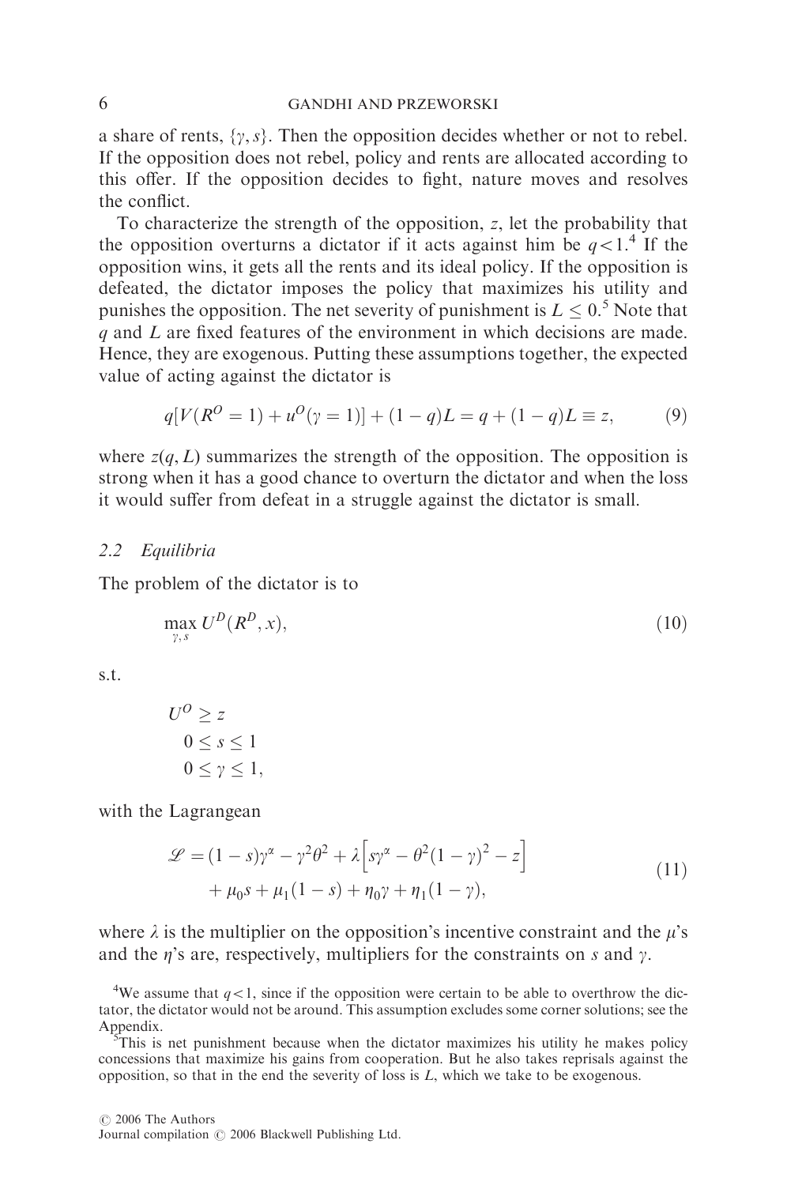a share of rents, $\{\gamma, s\}$. Then the opposition decides whether or not to rebel. If the opposition does not rebel, policy and rents are allocated according to this offer. If the opposition decides to fight, nature moves and resolves the conflict.

To characterize the strength of the opposition, $z$, let the probability that the opposition overturns a dictator if it acts against him be $q<1$.[4] If the opposition wins, it gets all the rents and its ideal policy. If the opposition is defeated, the dictator imposes the policy that maximizes his utility and punishes the opposition. The net severity of punishment is $L \leq 0$.[5] Note that $q$ and $L$ are fixed features of the environment in which decisions are made. Hence, they are exogenous. Putting these assumptions together, the expected value of acting against the dictator is

$$q[V(R^O = 1) + u^O(\gamma = 1)] + (1-q)L = q + (1-q)L \equiv z, \tag{9}$$

where $z(q, L)$ summarizes the strength of the opposition. The opposition is strong when it has a good chance to overturn the dictator and when the loss it would suffer from defeat in a struggle against the dictator is small.

### 2.2 *Equilibria*

The problem of the dictator is to

$$\max_{\gamma, s} U^D(R^D, x), \tag{10}$$

s.t.

$$\begin{aligned} U^O &\geq z \\ 0 &\leq s \leq 1 \\ 0 &\leq \gamma \leq 1, \end{aligned}$$

with the Lagrangean

$$\begin{aligned} \mathscr{L} = (1-s)\gamma^{\alpha} - \gamma^2\theta^2 + \lambda\left[s\gamma^{\alpha} - \theta^2(1-\gamma)^2 - z\right] \\ + \mu_0 s + \mu_1(1-s) + \eta_0\gamma + \eta_1(1-\gamma), \end{aligned} \tag{11}$$

where $\lambda$ is the multiplier on the opposition's incentive constraint and the $\mu$'s and the $\eta$'s are, respectively, multipliers for the constraints on $s$ and $\gamma$.

[4] We assume that $q<1$, since if the opposition were certain to be able to overthrow the dictator, the dictator would not be around. This assumption excludes some corner solutions; see the Appendix.

[5] This is net punishment because when the dictator maximizes his utility he makes policy concessions that maximize his gains from cooperation. But he also takes reprisals against the opposition, so that in the end the severity of loss is $L$, which we take to be exogenous.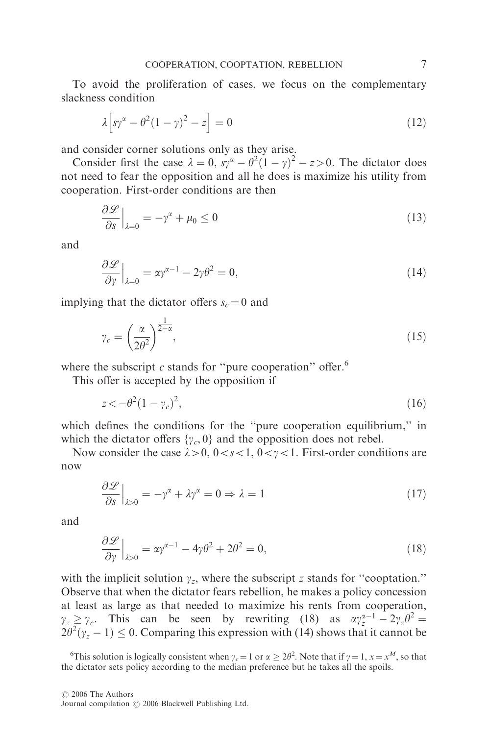To avoid the proliferation of cases, we focus on the complementary slackness condition

$$\lambda\Big[s\gamma^{\alpha} - \theta^2(1-\gamma)^2 - z\Big] = 0 \tag{12}$$

and consider corner solutions only as they arise.

Consider first the case $\lambda = 0$, $s\gamma^{\alpha} - \theta^2(1-\gamma)^2 - z > 0$. The dictator does not need to fear the opposition and all he does is maximize his utility from cooperation. First-order conditions are then

$$\frac{\partial \mathscr{L}}{\partial s}\Big|_{\lambda=0} = -\gamma^{\alpha} + \mu_0 \leq 0 \tag{13}$$

and

$$\frac{\partial \mathscr{L}}{\partial \gamma}\Big|_{\lambda=0} = \alpha\gamma^{\alpha-1} - 2\gamma\theta^2 = 0, \tag{14}$$

implying that the dictator offers $s_c = 0$ and

$$\gamma_c = \left(\frac{\alpha}{2\theta^2}\right)^{\frac{1}{2-\alpha}}, \tag{15}$$

where the subscript $c$ stands for "pure cooperation" offer.[6]

This offer is accepted by the opposition if

$$z < -\theta^2(1-\gamma_c)^2, \tag{16}$$

which defines the conditions for the "pure cooperation equilibrium," in which the dictator offers $\{\gamma_c, 0\}$ and the opposition does not rebel.

Now consider the case $\lambda > 0$, $0 < s < 1$, $0 < \gamma < 1$. First-order conditions are now

$$\frac{\partial \mathscr{L}}{\partial s}\Big|_{\lambda>0} = -\gamma^{\alpha} + \lambda\gamma^{\alpha} = 0 \Rightarrow \lambda = 1 \tag{17}$$

and

$$\frac{\partial \mathscr{L}}{\partial \gamma}\Big|_{\lambda>0} = \alpha\gamma^{\alpha-1} - 4\gamma\theta^2 + 2\theta^2 = 0, \tag{18}$$

with the implicit solution $\gamma_z$, where the subscript $z$ stands for "cooptation." Observe that when the dictator fears rebellion, he makes a policy concession at least as large as that needed to maximize his rents from cooperation, $\gamma_z \geq \gamma_c$. This can be seen by rewriting (18) as $\alpha\gamma_z^{\alpha-1} - 2\gamma_z\theta^2 = 2\theta^2(\gamma_z - 1) \leq 0$. Comparing this expression with (14) shows that it cannot be

[6] This solution is logically consistent when $\gamma_c = 1$ or $\alpha \geq 2\theta^2$. Note that if $\gamma = 1$, $x = x^M$, so that the dictator sets policy according to the median preference but he takes all the spoils.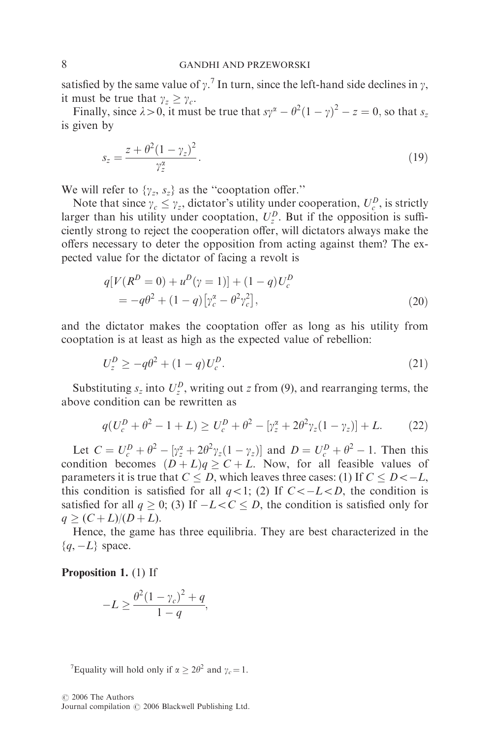satisfied by the same value of $\gamma$.[7] In turn, since the left-hand side declines in $\gamma$, it must be true that $\gamma_z \geq \gamma_c$.

Finally, since $\lambda > 0$, it must be true that $s\gamma^\alpha - \theta^2(1-\gamma)^2 - z = 0$, so that $s_z$ is given by

$$s_z = \frac{z + \theta^2(1-\gamma_z)^2}{\gamma_z^\alpha}. \tag{19}$$

We will refer to $\{\gamma_z, s_z\}$ as the "cooptation offer."

Note that since $\gamma_c \leq \gamma_z$, dictator's utility under cooperation, $U_c^D$, is strictly larger than his utility under cooptation, $U_z^D$. But if the opposition is sufficiently strong to reject the cooperation offer, will dictators always make the offers necessary to deter the opposition from acting against them? The expected value for the dictator of facing a revolt is

$$\begin{aligned} &q[V(R^D = 0) + u^D(\gamma = 1)] + (1-q)U_c^D \\ &\quad = -q\theta^2 + (1-q)\left[\gamma_c^\alpha - \theta^2\gamma_c^2\right], \end{aligned} \tag{20}$$

and the dictator makes the cooptation offer as long as his utility from cooptation is at least as high as the expected value of rebellion:

$$U_z^D \geq -q\theta^2 + (1-q)U_c^D. \tag{21}$$

Substituting $s_z$ into $U_z^D$, writing out $z$ from (9), and rearranging terms, the above condition can be rewritten as

$$q(U_c^D + \theta^2 - 1 + L) \geq U_c^D + \theta^2 - [\gamma_z^\alpha + 2\theta^2\gamma_z(1-\gamma_z)] + L. \tag{22}$$

Let $C = U_c^D + \theta^2 - [\gamma_z^\alpha + 2\theta^2\gamma_z(1-\gamma_z)]$ and $D = U_c^D + \theta^2 - 1$. Then this condition becomes $(D+L)q \geq C + L$. Now, for all feasible values of parameters it is true that $C \leq D$, which leaves three cases: (1) If $C \leq D < -L$, this condition is satisfied for all $q < 1$; (2) If $C < -L < D$, the condition is satisfied for all $q \geq 0$; (3) If $-L < C \leq D$, the condition is satisfied only for $q \geq (C+L)/(D+L)$.

Hence, the game has three equilibria. They are best characterized in the $\{q, -L\}$ space.

**Proposition 1.** (1) If

$$-L \geq \frac{\theta^2(1-\gamma_c)^2 + q}{1-q},$$

[7] Equality will hold only if $\alpha \geq 2\theta^2$ and $\gamma_c = 1$.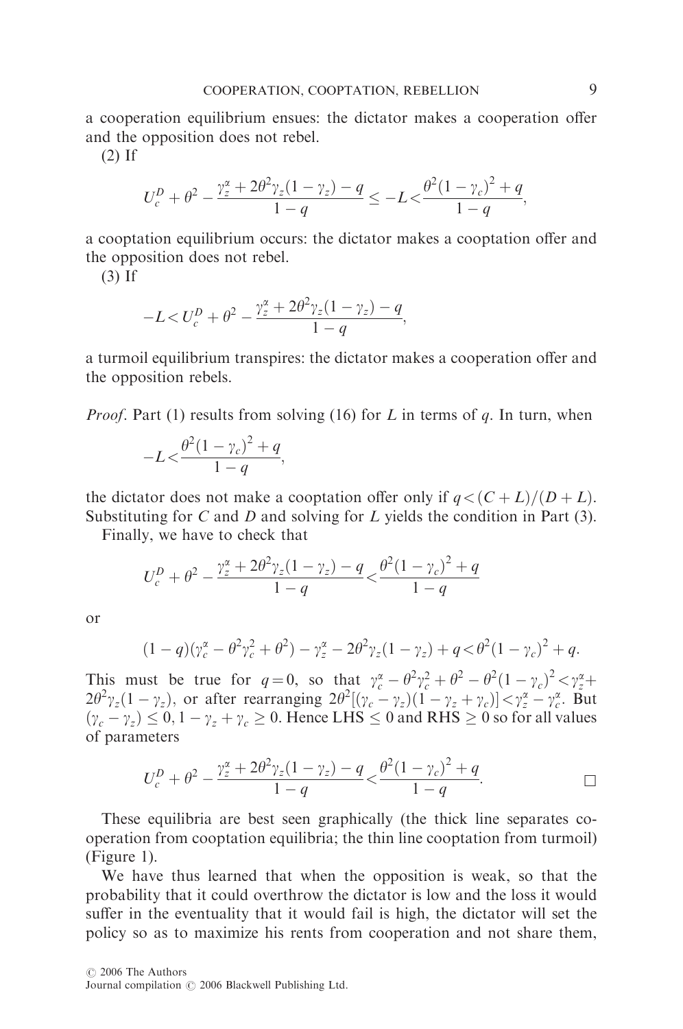a cooperation equilibrium ensues: the dictator makes a cooperation offer and the opposition does not rebel.

(2) If

$$U_c^D + \theta^2 - \frac{\gamma_z^\alpha + 2\theta^2\gamma_z(1-\gamma_z) - q}{1-q} \leq -L < \frac{\theta^2(1-\gamma_c)^2 + q}{1-q},$$

a cooptation equilibrium occurs: the dictator makes a cooptation offer and the opposition does not rebel.

(3) If

$$-L < U_c^D + \theta^2 - \frac{\gamma_z^\alpha + 2\theta^2\gamma_z(1-\gamma_z) - q}{1-q},$$

a turmoil equilibrium transpires: the dictator makes a cooperation offer and the opposition rebels.

*Proof*. Part (1) results from solving (16) for $L$ in terms of $q$. In turn, when

$$-L < \frac{\theta^2(1-\gamma_c)^2 + q}{1-q},$$

the dictator does not make a cooptation offer only if $q < (C+L)/(D+L)$. Substituting for $C$ and $D$ and solving for $L$ yields the condition in Part (3).

Finally, we have to check that

$$U_c^D + \theta^2 - \frac{\gamma_z^\alpha + 2\theta^2\gamma_z(1-\gamma_z) - q}{1-q} < \frac{\theta^2(1-\gamma_c)^2 + q}{1-q}$$

or

$$(1-q)(\gamma_c^\alpha - \theta^2\gamma_c^2 + \theta^2) - \gamma_z^\alpha - 2\theta^2\gamma_z(1-\gamma_z) + q < \theta^2(1-\gamma_c)^2 + q.$$

This must be true for $q=0$, so that $\gamma_c^\alpha - \theta^2\gamma_c^2 + \theta^2 - \theta^2(1-\gamma_c)^2 < \gamma_z^\alpha + 2\theta^2\gamma_z(1-\gamma_z)$, or after rearranging $2\theta^2[(\gamma_c - \gamma_z)(1-\gamma_z+\gamma_c)] < \gamma_z^\alpha - \gamma_c^\alpha$. But $(\gamma_c - \gamma_z) \leq 0$, $1-\gamma_z+\gamma_c \geq 0$. Hence LHS $\leq 0$ and RHS $\geq 0$ so for all values of parameters

$$U_c^D + \theta^2 - \frac{\gamma_z^\alpha + 2\theta^2\gamma_z(1-\gamma_z) - q}{1-q} < \frac{\theta^2(1-\gamma_c)^2 + q}{1-q}. \qquad \square$$

These equilibria are best seen graphically (the thick line separates cooperation from cooptation equilibria; the thin line cooptation from turmoil) (Figure 1).

We have thus learned that when the opposition is weak, so that the probability that it could overthrow the dictator is low and the loss it would suffer in the eventuality that it would fail is high, the dictator will set the policy so as to maximize his rents from cooperation and not share them,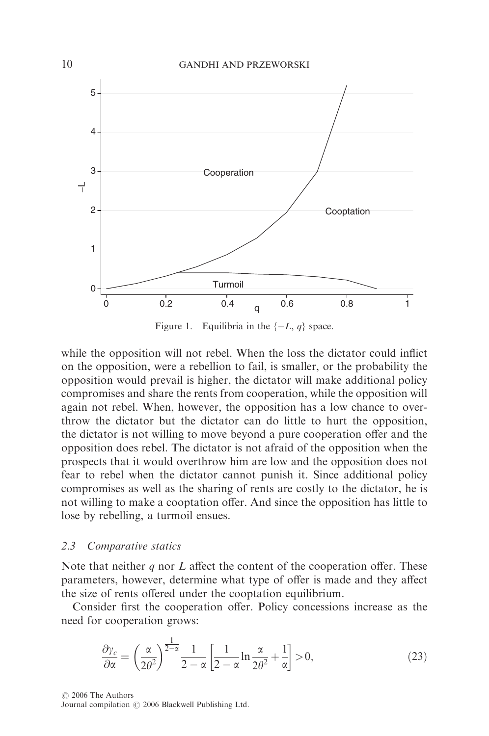Figure 1. Equilibria in the $\{-L, q\}$ space.

while the opposition will not rebel. When the loss the dictator could inflict on the opposition, were a rebellion to fail, is smaller, or the probability the opposition would prevail is higher, the dictator will make additional policy compromises and share the rents from cooperation, while the opposition will again not rebel. When, however, the opposition has a low chance to overthrow the dictator but the dictator can do little to hurt the opposition, the dictator is not willing to move beyond a pure cooperation offer and the opposition does rebel. The dictator is not afraid of the opposition when the prospects that it would overthrow him are low and the opposition does not fear to rebel when the dictator cannot punish it. Since additional policy compromises as well as the sharing of rents are costly to the dictator, he is not willing to make a cooptation offer. And since the opposition has little to lose by rebelling, a turmoil ensues.

### 2.3 Comparative statics

Note that neither $q$ nor $L$ affect the content of the cooperation offer. These parameters, however, determine what type of offer is made and they affect the size of rents offered under the cooptation equilibrium.

Consider first the cooperation offer. Policy concessions increase as the need for cooperation grows:

$$\frac{\partial \gamma_c}{\partial \alpha} = \left(\frac{\alpha}{2\theta^2}\right)^{\frac{1}{2-\alpha}} \frac{1}{2-\alpha}\left[\frac{1}{2-\alpha}\ln\frac{\alpha}{2\theta^2} + \frac{1}{\alpha}\right] > 0, \tag{23}$$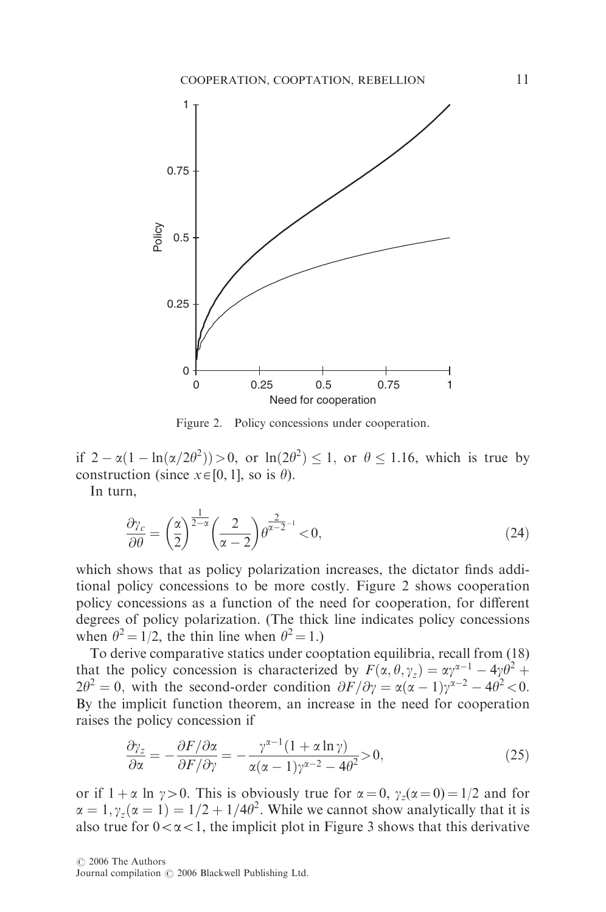Figure 2. Policy concessions under cooperation.

if $2 - \alpha(1 - \ln(\alpha/2\theta^2)) > 0$, or $\ln(2\theta^2) \leq 1$, or $\theta \leq 1.16$, which is true by construction (since $x \in [0, 1]$, so is $\theta$).

In turn,

$$\frac{\partial \gamma_c}{\partial \theta} = \left(\frac{\alpha}{2}\right)^{\frac{1}{2-\alpha}} \left(\frac{2}{\alpha - 2}\right) \theta^{\frac{2}{\alpha - 2}^{-1}} < 0, \tag{24}$$

which shows that as policy polarization increases, the dictator finds additional policy concessions to be more costly. Figure 2 shows cooperation policy concessions as a function of the need for cooperation, for different degrees of policy polarization. (The thick line indicates policy concessions when $\theta^2 = 1/2$, the thin line when $\theta^2 = 1$.)

To derive comparative statics under cooptation equilibria, recall from (18) that the policy concession is characterized by $F(\alpha, \theta, \gamma_z) = \alpha\gamma^{\alpha-1} - 4\gamma\theta^2 + 2\theta^2 = 0$, with the second-order condition $\partial F/\partial \gamma = \alpha(\alpha - 1)\gamma^{\alpha-2} - 4\theta^2 < 0$. By the implicit function theorem, an increase in the need for cooperation raises the policy concession if

$$\frac{\partial \gamma_z}{\partial \alpha} = -\frac{\partial F/\partial \alpha}{\partial F/\partial \gamma} = -\frac{\gamma^{\alpha-1}(1 + \alpha \ln \gamma)}{\alpha(\alpha - 1)\gamma^{\alpha-2} - 4\theta^2} > 0, \tag{25}$$

or if $1 + \alpha \ln \gamma > 0$. This is obviously true for $\alpha = 0$, $\gamma_z(\alpha = 0) = 1/2$ and for $\alpha = 1, \gamma_z(\alpha = 1) = 1/2 + 1/4\theta^2$. While we cannot show analytically that it is also true for $0 < \alpha < 1$, the implicit plot in Figure 3 shows that this derivative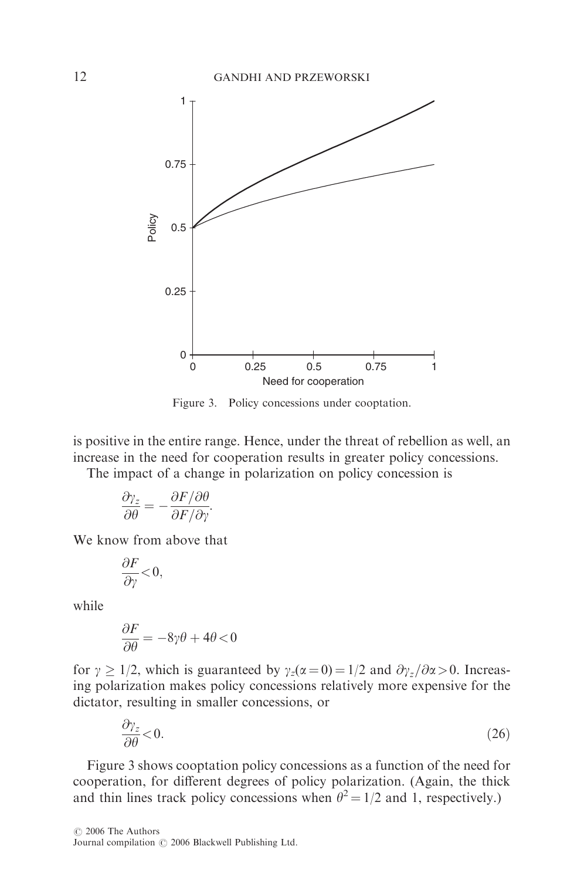Figure 3. Policy concessions under cooptation.

is positive in the entire range. Hence, under the threat of rebellion as well, an increase in the need for cooperation results in greater policy concessions.

The impact of a change in polarization on policy concession is

$$\frac{\partial \gamma_z}{\partial \theta} = -\frac{\partial F/\partial \theta}{\partial F/\partial \gamma}.$$

We know from above that

$$\frac{\partial F}{\partial \gamma} < 0,$$

while

$$\frac{\partial F}{\partial \theta} = -8\gamma\theta + 4\theta < 0$$

for $\gamma \geq 1/2$, which is guaranteed by $\gamma_z(\alpha = 0) = 1/2$ and $\partial \gamma_z / \partial \alpha > 0$. Increasing polarization makes policy concessions relatively more expensive for the dictator, resulting in smaller concessions, or

$$\frac{\partial \gamma_z}{\partial \theta} < 0. \tag{26}$$

Figure 3 shows cooptation policy concessions as a function of the need for cooperation, for different degrees of policy polarization. (Again, the thick and thin lines track policy concessions when $\theta^2 = 1/2$ and 1, respectively.)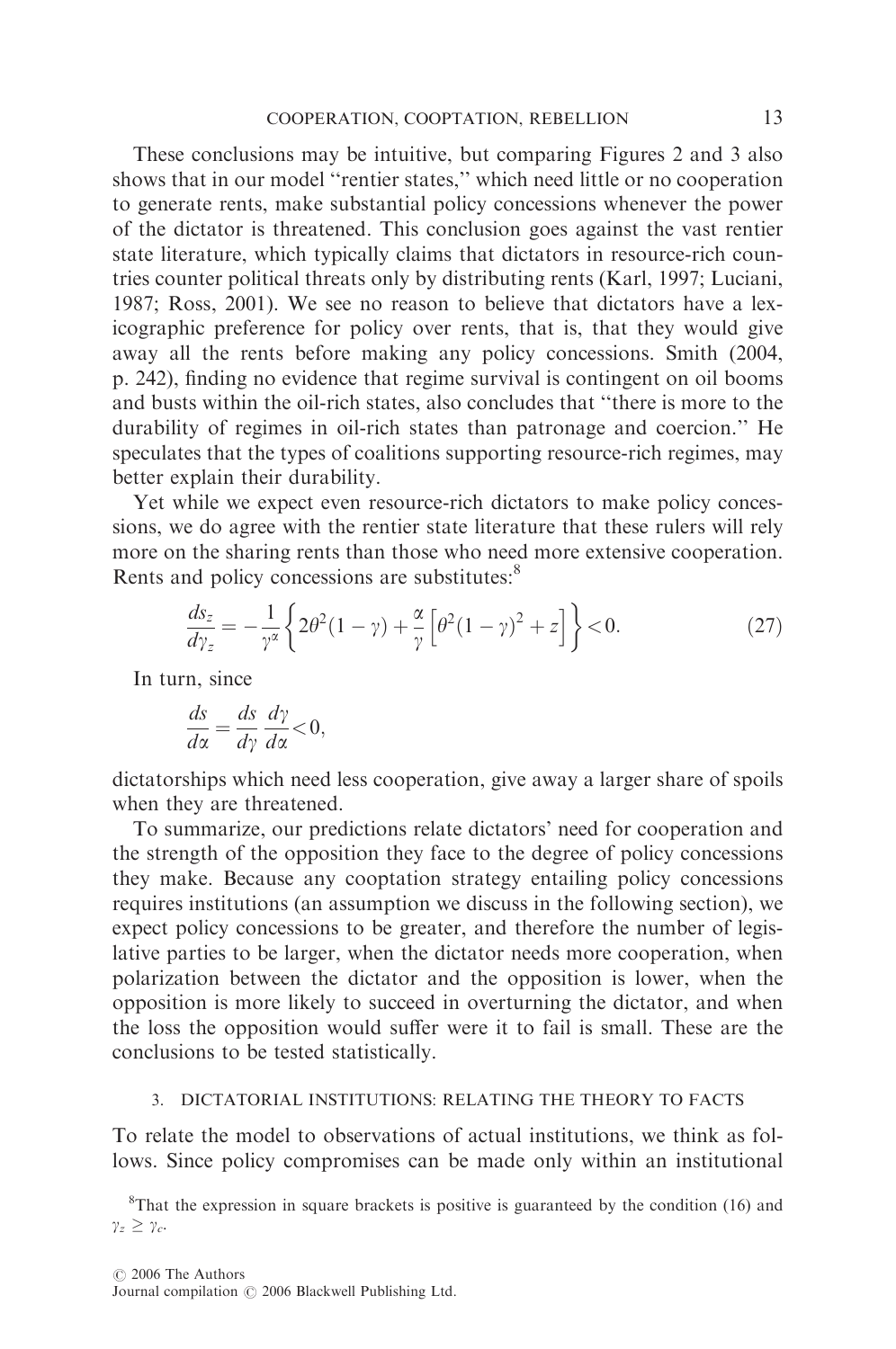These conclusions may be intuitive, but comparing Figures 2 and 3 also shows that in our model "rentier states," which need little or no cooperation to generate rents, make substantial policy concessions whenever the power of the dictator is threatened. This conclusion goes against the vast rentier state literature, which typically claims that dictators in resource-rich countries counter political threats only by distributing rents (Karl, 1997; Luciani, 1987; Ross, 2001). We see no reason to believe that dictators have a lexicographic preference for policy over rents, that is, that they would give away all the rents before making any policy concessions. Smith (2004, p. 242), finding no evidence that regime survival is contingent on oil booms and busts within the oil-rich states, also concludes that "there is more to the durability of regimes in oil-rich states than patronage and coercion." He speculates that the types of coalitions supporting resource-rich regimes, may better explain their durability.

Yet while we expect even resource-rich dictators to make policy concessions, we do agree with the rentier state literature that these rulers will rely more on the sharing rents than those who need more extensive cooperation. Rents and policy concessions are substitutes:[8]

$$\frac{ds_z}{d\gamma_z} = -\frac{1}{\gamma^{\alpha}}\left\{2\theta^2(1-\gamma) + \frac{\alpha}{\gamma}\left[\theta^2(1-\gamma)^2 + z\right]\right\} < 0. \tag{27}$$

In turn, since

$$\frac{ds}{d\alpha} = \frac{ds}{d\gamma}\frac{d\gamma}{d\alpha} < 0,$$

dictatorships which need less cooperation, give away a larger share of spoils when they are threatened.

To summarize, our predictions relate dictators' need for cooperation and the strength of the opposition they face to the degree of policy concessions they make. Because any cooptation strategy entailing policy concessions requires institutions (an assumption we discuss in the following section), we expect policy concessions to be greater, and therefore the number of legislative parties to be larger, when the dictator needs more cooperation, when polarization between the dictator and the opposition is lower, when the opposition is more likely to succeed in overturning the dictator, and when the loss the opposition would suffer were it to fail is small. These are the conclusions to be tested statistically.

## 3. DICTATORIAL INSTITUTIONS: RELATING THE THEORY TO FACTS

To relate the model to observations of actual institutions, we think as follows. Since policy compromises can be made only within an institutional

[8] That the expression in square brackets is positive is guaranteed by the condition (16) and $\gamma_z \geq \gamma_c$.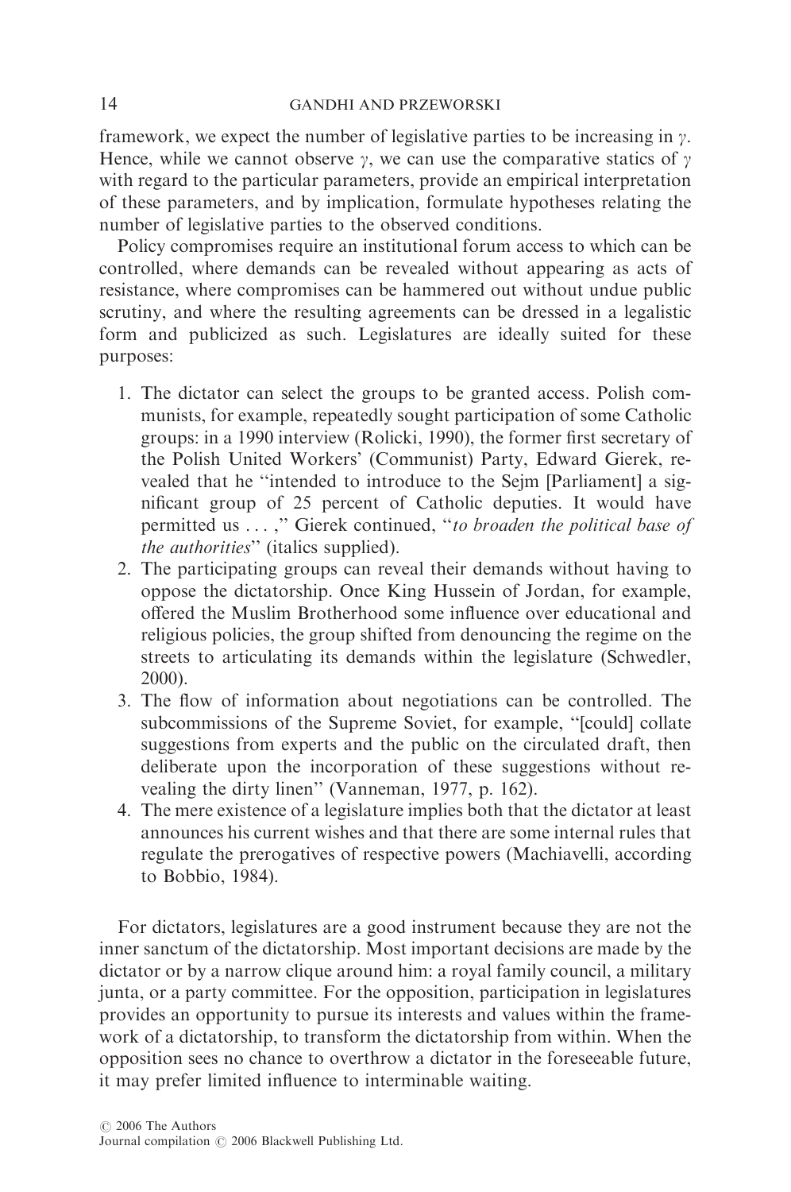framework, we expect the number of legislative parties to be increasing in $\gamma$. Hence, while we cannot observe $\gamma$, we can use the comparative statics of $\gamma$ with regard to the particular parameters, provide an empirical interpretation of these parameters, and by implication, formulate hypotheses relating the number of legislative parties to the observed conditions.

Policy compromises require an institutional forum access to which can be controlled, where demands can be revealed without appearing as acts of resistance, where compromises can be hammered out without undue public scrutiny, and where the resulting agreements can be dressed in a legalistic form and publicized as such. Legislatures are ideally suited for these purposes:

1. The dictator can select the groups to be granted access. Polish communists, for example, repeatedly sought participation of some Catholic groups: in a 1990 interview (Rolicki, 1990), the former first secretary of the Polish United Workers' (Communist) Party, Edward Gierek, revealed that he "intended to introduce to the Sejm [Parliament] a significant group of 25 percent of Catholic deputies. It would have permitted us . . . ," Gierek continued, "*to broaden the political base of the authorities*" (italics supplied).
2. The participating groups can reveal their demands without having to oppose the dictatorship. Once King Hussein of Jordan, for example, offered the Muslim Brotherhood some influence over educational and religious policies, the group shifted from denouncing the regime on the streets to articulating its demands within the legislature (Schwedler, 2000).
3. The flow of information about negotiations can be controlled. The subcommissions of the Supreme Soviet, for example, "[could] collate suggestions from experts and the public on the circulated draft, then deliberate upon the incorporation of these suggestions without revealing the dirty linen" (Vanneman, 1977, p. 162).
4. The mere existence of a legislature implies both that the dictator at least announces his current wishes and that there are some internal rules that regulate the prerogatives of respective powers (Machiavelli, according to Bobbio, 1984).

For dictators, legislatures are a good instrument because they are not the inner sanctum of the dictatorship. Most important decisions are made by the dictator or by a narrow clique around him: a royal family council, a military junta, or a party committee. For the opposition, participation in legislatures provides an opportunity to pursue its interests and values within the framework of a dictatorship, to transform the dictatorship from within. When the opposition sees no chance to overthrow a dictator in the foreseeable future, it may prefer limited influence to interminable waiting.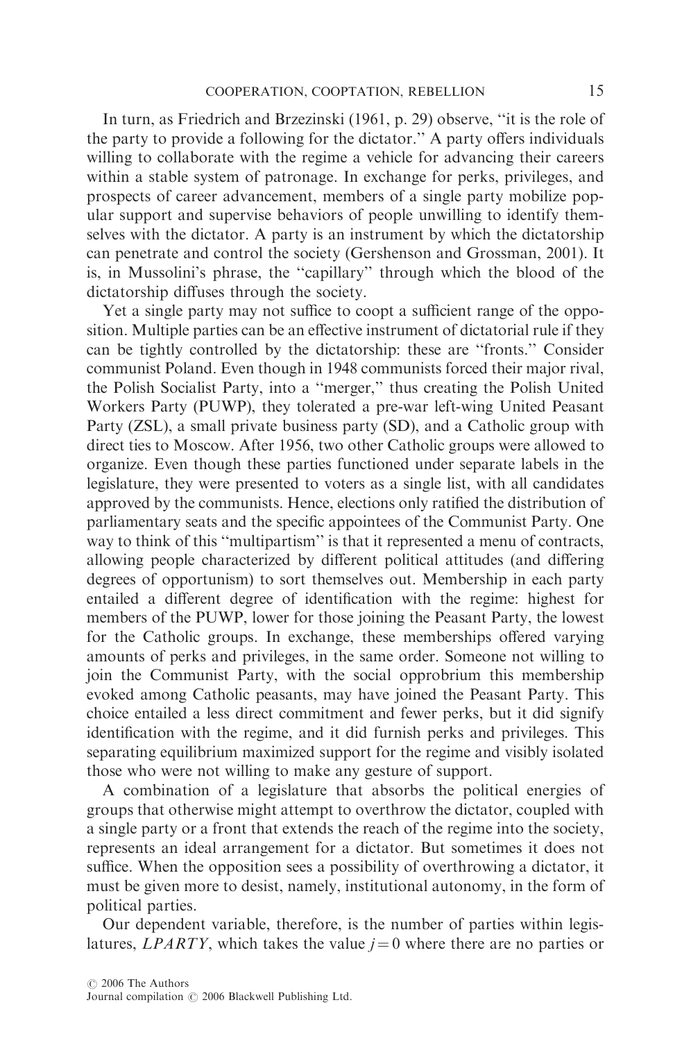In turn, as Friedrich and Brzezinski (1961, p. 29) observe, "it is the role of the party to provide a following for the dictator." A party offers individuals willing to collaborate with the regime a vehicle for advancing their careers within a stable system of patronage. In exchange for perks, privileges, and prospects of career advancement, members of a single party mobilize popular support and supervise behaviors of people unwilling to identify themselves with the dictator. A party is an instrument by which the dictatorship can penetrate and control the society (Gershenson and Grossman, 2001). It is, in Mussolini's phrase, the "capillary" through which the blood of the dictatorship diffuses through the society.

Yet a single party may not suffice to coopt a sufficient range of the opposition. Multiple parties can be an effective instrument of dictatorial rule if they can be tightly controlled by the dictatorship: these are "fronts." Consider communist Poland. Even though in 1948 communists forced their major rival, the Polish Socialist Party, into a "merger," thus creating the Polish United Workers Party (PUWP), they tolerated a pre-war left-wing United Peasant Party (ZSL), a small private business party (SD), and a Catholic group with direct ties to Moscow. After 1956, two other Catholic groups were allowed to organize. Even though these parties functioned under separate labels in the legislature, they were presented to voters as a single list, with all candidates approved by the communists. Hence, elections only ratified the distribution of parliamentary seats and the specific appointees of the Communist Party. One way to think of this "multipartism" is that it represented a menu of contracts, allowing people characterized by different political attitudes (and differing degrees of opportunism) to sort themselves out. Membership in each party entailed a different degree of identification with the regime: highest for members of the PUWP, lower for those joining the Peasant Party, the lowest for the Catholic groups. In exchange, these memberships offered varying amounts of perks and privileges, in the same order. Someone not willing to join the Communist Party, with the social opprobrium this membership evoked among Catholic peasants, may have joined the Peasant Party. This choice entailed a less direct commitment and fewer perks, but it did signify identification with the regime, and it did furnish perks and privileges. This separating equilibrium maximized support for the regime and visibly isolated those who were not willing to make any gesture of support.

A combination of a legislature that absorbs the political energies of groups that otherwise might attempt to overthrow the dictator, coupled with a single party or a front that extends the reach of the regime into the society, represents an ideal arrangement for a dictator. But sometimes it does not suffice. When the opposition sees a possibility of overthrowing a dictator, it must be given more to desist, namely, institutional autonomy, in the form of political parties.

Our dependent variable, therefore, is the number of parties within legislatures, $LPARTY$, which takes the value $j = 0$ where there are no parties or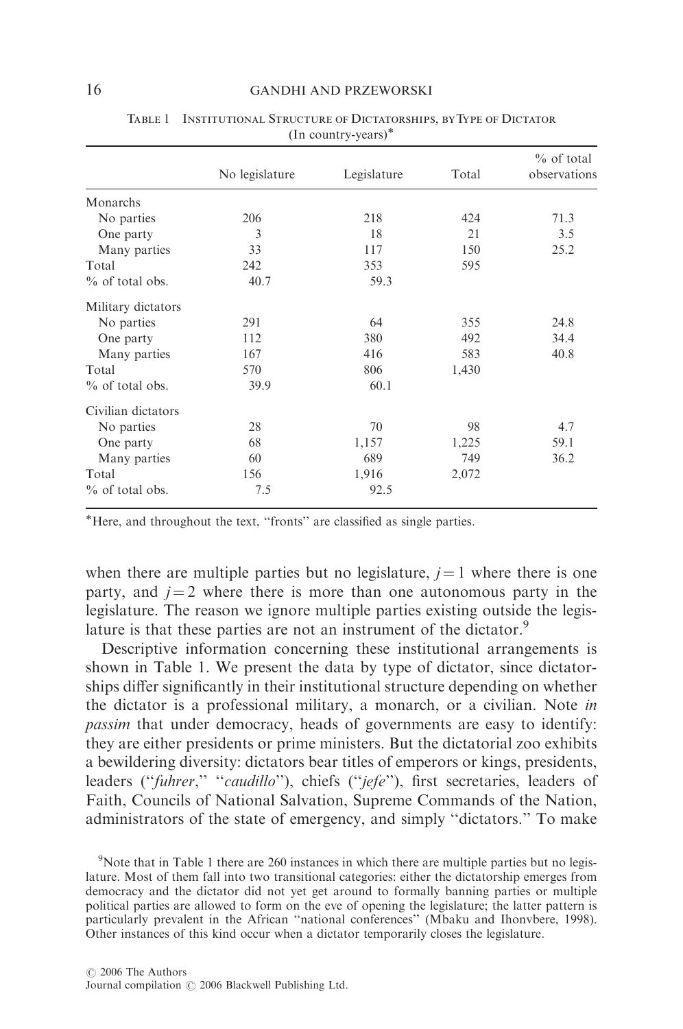TABLE 1 INSTITUTIONAL STRUCTURE OF DICTATORSHIPS, BY TYPE OF DICTATOR (In country-years)*

| | No legislature | Legislature | Total | % of total observations |
|---|---|---|---|---|
| Monarchs | | | | |
| No parties | 206 | 218 | 424 | 71.3 |
| One party | 3 | 18 | 21 | 3.5 |
| Many parties | 33 | 117 | 150 | 25.2 |
| Total | 242 | 353 | 595 | |
| % of total obs. | 40.7 | 59.3 | | |
| Military dictators | | | | |
| No parties | 291 | 64 | 355 | 24.8 |
| One party | 112 | 380 | 492 | 34.4 |
| Many parties | 167 | 416 | 583 | 40.8 |
| Total | 570 | 806 | 1,430 | |
| % of total obs. | 39.9 | 60.1 | | |
| Civilian dictators | | | | |
| No parties | 28 | 70 | 98 | 4.7 |
| One party | 68 | 1,157 | 1,225 | 59.1 |
| Many parties | 60 | 689 | 749 | 36.2 |
| Total | 156 | 1,916 | 2,072 | |
| % of total obs. | 7.5 | 92.5 | | |

*Here, and throughout the text, "fronts" are classified as single parties.

when there are multiple parties but no legislature, $j = 1$ where there is one party, and $j = 2$ where there is more than one autonomous party in the legislature. The reason we ignore multiple parties existing outside the legislature is that these parties are not an instrument of the dictator.[9]

Descriptive information concerning these institutional arrangements is shown in Table 1. We present the data by type of dictator, since dictatorships differ significantly in their institutional structure depending on whether the dictator is a professional military, a monarch, or a civilian. Note *in passim* that under democracy, heads of governments are easy to identify: they are either presidents or prime ministers. But the dictatorial zoo exhibits a bewildering diversity: dictators bear titles of emperors or kings, presidents, leaders ("*fuhrer*," "*caudillo*"), chiefs ("*jefe*"), first secretaries, leaders of Faith, Councils of National Salvation, Supreme Commands of the Nation, administrators of the state of emergency, and simply "dictators." To make

[9]Note that in Table 1 there are 260 instances in which there are multiple parties but no legislature. Most of them fall into two transitional categories: either the dictatorship emerges from democracy and the dictator did not yet get around to formally banning parties or multiple political parties are allowed to form on the eve of opening the legislature; the latter pattern is particularly prevalent in the African "national conferences" (Mbaku and Ihonvbere, 1998). Other instances of this kind occur when a dictator temporarily closes the legislature.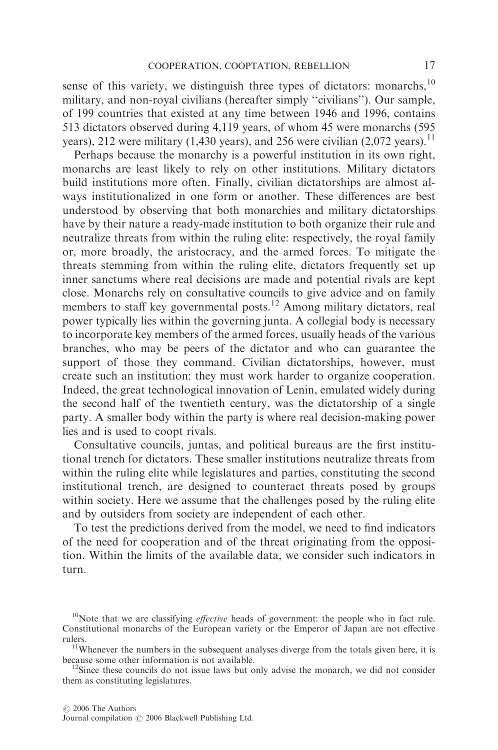sense of this variety, we distinguish three types of dictators: monarchs,[10] military, and non-royal civilians (hereafter simply ''civilians''). Our sample, of 199 countries that existed at any time between 1946 and 1996, contains 513 dictators observed during 4,119 years, of whom 45 were monarchs (595 years), 212 were military (1,430 years), and 256 were civilian (2,072 years).[11]

Perhaps because the monarchy is a powerful institution in its own right, monarchs are least likely to rely on other institutions. Military dictators build institutions more often. Finally, civilian dictatorships are almost always institutionalized in one form or another. These differences are best understood by observing that both monarchies and military dictatorships have by their nature a ready-made institution to both organize their rule and neutralize threats from within the ruling elite: respectively, the royal family or, more broadly, the aristocracy, and the armed forces. To mitigate the threats stemming from within the ruling elite, dictators frequently set up inner sanctums where real decisions are made and potential rivals are kept close. Monarchs rely on consultative councils to give advice and on family members to staff key governmental posts.[12] Among military dictators, real power typically lies within the governing junta. A collegial body is necessary to incorporate key members of the armed forces, usually heads of the various branches, who may be peers of the dictator and who can guarantee the support of those they command. Civilian dictatorships, however, must create such an institution: they must work harder to organize cooperation. Indeed, the great technological innovation of Lenin, emulated widely during the second half of the twentieth century, was the dictatorship of a single party. A smaller body within the party is where real decision-making power lies and is used to coopt rivals.

Consultative councils, juntas, and political bureaus are the first institutional trench for dictators. These smaller institutions neutralize threats from within the ruling elite while legislatures and parties, constituting the second institutional trench, are designed to counteract threats posed by groups within society. Here we assume that the challenges posed by the ruling elite and by outsiders from society are independent of each other.

To test the predictions derived from the model, we need to find indicators of the need for cooperation and of the threat originating from the opposition. Within the limits of the available data, we consider such indicators in turn.

[10]Note that we are classifying *effective* heads of government: the people who in fact rule. Constitutional monarchs of the European variety or the Emperor of Japan are not effective rulers.

[11]Whenever the numbers in the subsequent analyses diverge from the totals given here, it is because some other information is not available.

[12]Since these councils do not issue laws but only advise the monarch, we did not consider them as constituting legislatures.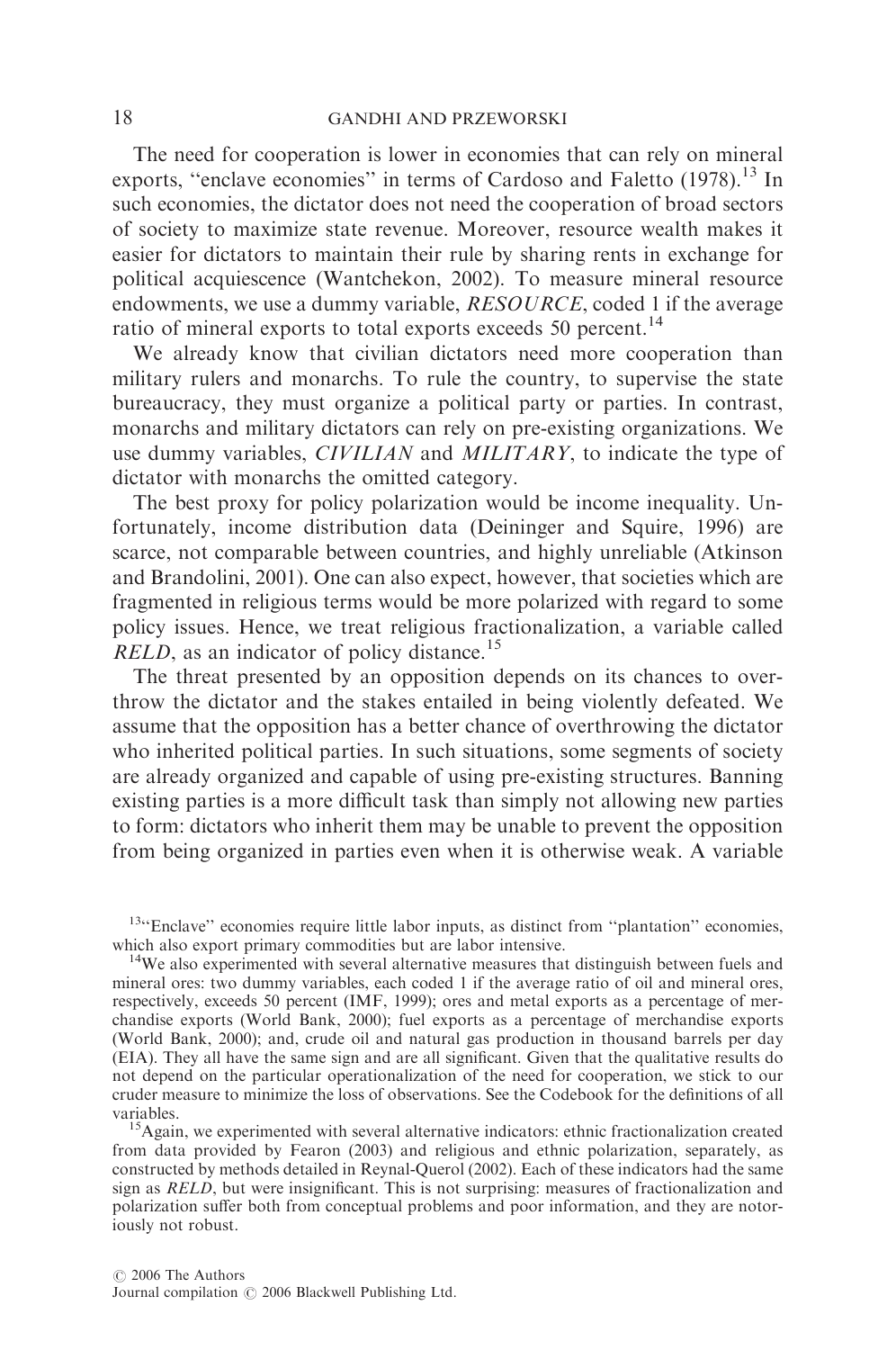The need for cooperation is lower in economies that can rely on mineral exports, ''enclave economies'' in terms of Cardoso and Faletto (1978).[13] In such economies, the dictator does not need the cooperation of broad sectors of society to maximize state revenue. Moreover, resource wealth makes it easier for dictators to maintain their rule by sharing rents in exchange for political acquiescence (Wantchekon, 2002). To measure mineral resource endowments, we use a dummy variable, *RESOURCE*, coded 1 if the average ratio of mineral exports to total exports exceeds 50 percent.[14]

We already know that civilian dictators need more cooperation than military rulers and monarchs. To rule the country, to supervise the state bureaucracy, they must organize a political party or parties. In contrast, monarchs and military dictators can rely on pre-existing organizations. We use dummy variables, *CIVILIAN* and *MILITARY*, to indicate the type of dictator with monarchs the omitted category.

The best proxy for policy polarization would be income inequality. Unfortunately, income distribution data (Deininger and Squire, 1996) are scarce, not comparable between countries, and highly unreliable (Atkinson and Brandolini, 2001). One can also expect, however, that societies which are fragmented in religious terms would be more polarized with regard to some policy issues. Hence, we treat religious fractionalization, a variable called *RELD*, as an indicator of policy distance.[15]

The threat presented by an opposition depends on its chances to overthrow the dictator and the stakes entailed in being violently defeated. We assume that the opposition has a better chance of overthrowing the dictator who inherited political parties. In such situations, some segments of society are already organized and capable of using pre-existing structures. Banning existing parties is a more difficult task than simply not allowing new parties to form: dictators who inherit them may be unable to prevent the opposition from being organized in parties even when it is otherwise weak. A variable

[13]''Enclave'' economies require little labor inputs, as distinct from ''plantation'' economies, which also export primary commodities but are labor intensive.

[14]We also experimented with several alternative measures that distinguish between fuels and mineral ores: two dummy variables, each coded 1 if the average ratio of oil and mineral ores, respectively, exceeds 50 percent (IMF, 1999); ores and metal exports as a percentage of merchandise exports (World Bank, 2000); fuel exports as a percentage of merchandise exports (World Bank, 2000); and, crude oil and natural gas production in thousand barrels per day (EIA). They all have the same sign and are all significant. Given that the qualitative results do not depend on the particular operationalization of the need for cooperation, we stick to our cruder measure to minimize the loss of observations. See the Codebook for the definitions of all variables.

[15]Again, we experimented with several alternative indicators: ethnic fractionalization created from data provided by Fearon (2003) and religious and ethnic polarization, separately, as constructed by methods detailed in Reynal-Querol (2002). Each of these indicators had the same sign as *RELD*, but were insignificant. This is not surprising: measures of fractionalization and polarization suffer both from conceptual problems and poor information, and they are notoriously not robust.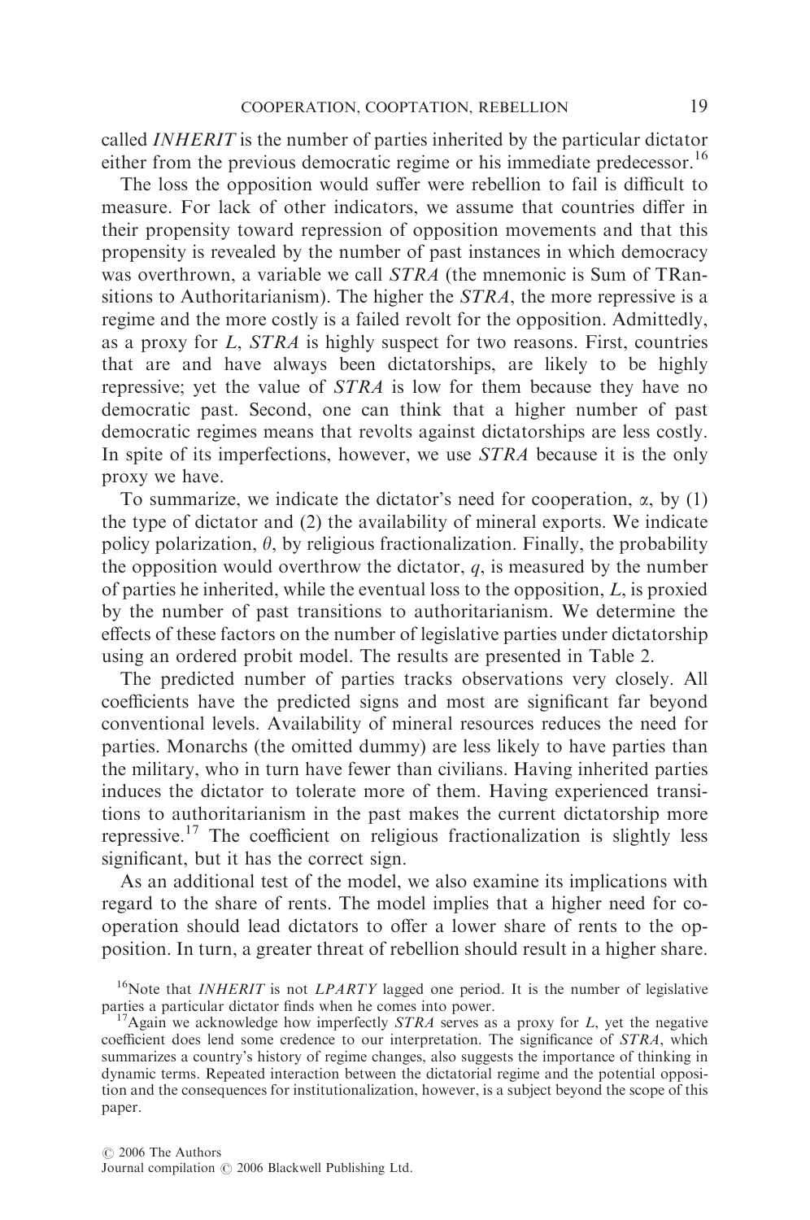called *INHERIT* is the number of parties inherited by the particular dictator either from the previous democratic regime or his immediate predecessor.[16]

The loss the opposition would suffer were rebellion to fail is difficult to measure. For lack of other indicators, we assume that countries differ in their propensity toward repression of opposition movements and that this propensity is revealed by the number of past instances in which democracy was overthrown, a variable we call *STRA* (the mnemonic is Sum of TRansitions to Authoritarianism). The higher the *STRA*, the more repressive is a regime and the more costly is a failed revolt for the opposition. Admittedly, as a proxy for $L$, *STRA* is highly suspect for two reasons. First, countries that are and have always been dictatorships, are likely to be highly repressive; yet the value of *STRA* is low for them because they have no democratic past. Second, one can think that a higher number of past democratic regimes means that revolts against dictatorships are less costly. In spite of its imperfections, however, we use *STRA* because it is the only proxy we have.

To summarize, we indicate the dictator's need for cooperation, $\alpha$, by (1) the type of dictator and (2) the availability of mineral exports. We indicate policy polarization, $\theta$, by religious fractionalization. Finally, the probability the opposition would overthrow the dictator, $q$, is measured by the number of parties he inherited, while the eventual loss to the opposition, $L$, is proxied by the number of past transitions to authoritarianism. We determine the effects of these factors on the number of legislative parties under dictatorship using an ordered probit model. The results are presented in Table 2.

The predicted number of parties tracks observations very closely. All coefficients have the predicted signs and most are significant far beyond conventional levels. Availability of mineral resources reduces the need for parties. Monarchs (the omitted dummy) are less likely to have parties than the military, who in turn have fewer than civilians. Having inherited parties induces the dictator to tolerate more of them. Having experienced transitions to authoritarianism in the past makes the current dictatorship more repressive.[17] The coefficient on religious fractionalization is slightly less significant, but it has the correct sign.

As an additional test of the model, we also examine its implications with regard to the share of rents. The model implies that a higher need for cooperation should lead dictators to offer a lower share of rents to the opposition. In turn, a greater threat of rebellion should result in a higher share.

[16]Note that *INHERIT* is not *LPARTY* lagged one period. It is the number of legislative parties a particular dictator finds when he comes into power.

[17]Again we acknowledge how imperfectly *STRA* serves as a proxy for $L$, yet the negative coefficient does lend some credence to our interpretation. The significance of *STRA*, which summarizes a country's history of regime changes, also suggests the importance of thinking in dynamic terms. Repeated interaction between the dictatorial regime and the potential opposition and the consequences for institutionalization, however, is a subject beyond the scope of this paper.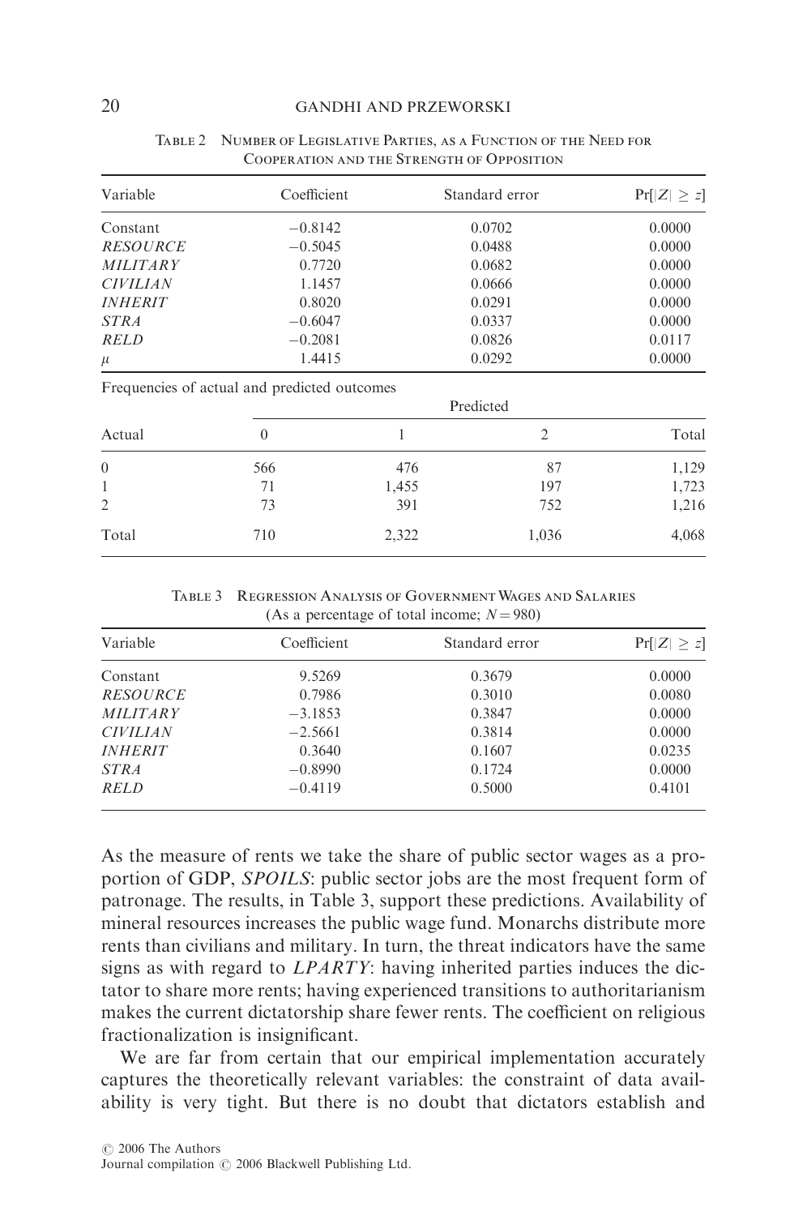Table 2 Number of Legislative Parties, as a Function of the Need for Cooperation and the Strength of Opposition

| Variable | Coefficient | Standard error | $\Pr[\lvert Z \rvert \geq z]$ |
|---|---|---|---|
| Constant | −0.8142 | 0.0702 | 0.0000 |
| *RESOURCE* | −0.5045 | 0.0488 | 0.0000 |
| *MILITARY* | 0.7720 | 0.0682 | 0.0000 |
| *CIVILIAN* | 1.1457 | 0.0666 | 0.0000 |
| *INHERIT* | 0.8020 | 0.0291 | 0.0000 |
| *STRA* | −0.6047 | 0.0337 | 0.0000 |
| *RELD* | −0.2081 | 0.0826 | 0.0117 |
| $\mu$ | 1.4415 | 0.0292 | 0.0000 |

Frequencies of actual and predicted outcomes

| | Predicted | | | |
|---|---|---|---|---|
| Actual | 0 | 1 | 2 | Total |
| 0 | 566 | 476 | 87 | 1,129 |
| 1 | 71 | 1,455 | 197 | 1,723 |
| 2 | 73 | 391 | 752 | 1,216 |
| Total | 710 | 2,322 | 1,036 | 4,068 |

Table 3 Regression Analysis of Government Wages and Salaries (As a percentage of total income; $N = 980$)

| Variable | Coefficient | Standard error | $\Pr[\lvert Z \rvert \geq z]$ |
|---|---|---|---|
| Constant | 9.5269 | 0.3679 | 0.0000 |
| *RESOURCE* | 0.7986 | 0.3010 | 0.0080 |
| *MILITARY* | −3.1853 | 0.3847 | 0.0000 |
| *CIVILIAN* | −2.5661 | 0.3814 | 0.0000 |
| *INHERIT* | 0.3640 | 0.1607 | 0.0235 |
| *STRA* | −0.8990 | 0.1724 | 0.0000 |
| *RELD* | −0.4119 | 0.5000 | 0.4101 |

As the measure of rents we take the share of public sector wages as a proportion of GDP, *SPOILS*: public sector jobs are the most frequent form of patronage. The results, in Table 3, support these predictions. Availability of mineral resources increases the public wage fund. Monarchs distribute more rents than civilians and military. In turn, the threat indicators have the same signs as with regard to *LPARTY*: having inherited parties induces the dictator to share more rents; having experienced transitions to authoritarianism makes the current dictatorship share fewer rents. The coefficient on religious fractionalization is insignificant.

We are far from certain that our empirical implementation accurately captures the theoretically relevant variables: the constraint of data availability is very tight. But there is no doubt that dictators establish and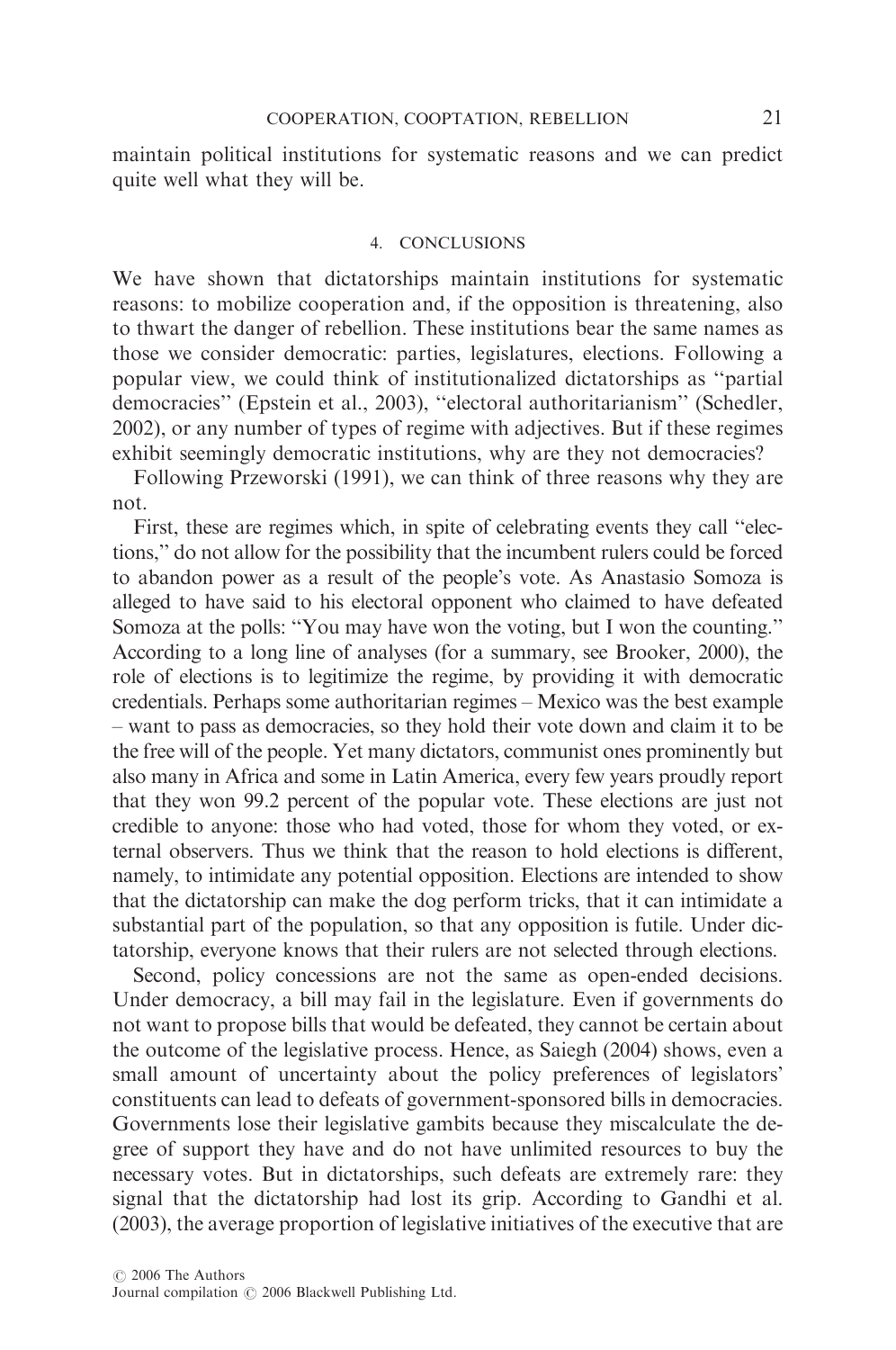maintain political institutions for systematic reasons and we can predict quite well what they will be.

## 4. CONCLUSIONS

We have shown that dictatorships maintain institutions for systematic reasons: to mobilize cooperation and, if the opposition is threatening, also to thwart the danger of rebellion. These institutions bear the same names as those we consider democratic: parties, legislatures, elections. Following a popular view, we could think of institutionalized dictatorships as "partial democracies" (Epstein et al., 2003), "electoral authoritarianism" (Schedler, 2002), or any number of types of regime with adjectives. But if these regimes exhibit seemingly democratic institutions, why are they not democracies?

Following Przeworski (1991), we can think of three reasons why they are not.

First, these are regimes which, in spite of celebrating events they call "elections," do not allow for the possibility that the incumbent rulers could be forced to abandon power as a result of the people's vote. As Anastasio Somoza is alleged to have said to his electoral opponent who claimed to have defeated Somoza at the polls: "You may have won the voting, but I won the counting." According to a long line of analyses (for a summary, see Brooker, 2000), the role of elections is to legitimize the regime, by providing it with democratic credentials. Perhaps some authoritarian regimes – Mexico was the best example – want to pass as democracies, so they hold their vote down and claim it to be the free will of the people. Yet many dictators, communist ones prominently but also many in Africa and some in Latin America, every few years proudly report that they won 99.2 percent of the popular vote. These elections are just not credible to anyone: those who had voted, those for whom they voted, or external observers. Thus we think that the reason to hold elections is different, namely, to intimidate any potential opposition. Elections are intended to show that the dictatorship can make the dog perform tricks, that it can intimidate a substantial part of the population, so that any opposition is futile. Under dictatorship, everyone knows that their rulers are not selected through elections.

Second, policy concessions are not the same as open-ended decisions. Under democracy, a bill may fail in the legislature. Even if governments do not want to propose bills that would be defeated, they cannot be certain about the outcome of the legislative process. Hence, as Saiegh (2004) shows, even a small amount of uncertainty about the policy preferences of legislators' constituents can lead to defeats of government-sponsored bills in democracies. Governments lose their legislative gambits because they miscalculate the degree of support they have and do not have unlimited resources to buy the necessary votes. But in dictatorships, such defeats are extremely rare: they signal that the dictatorship had lost its grip. According to Gandhi et al. (2003), the average proportion of legislative initiatives of the executive that are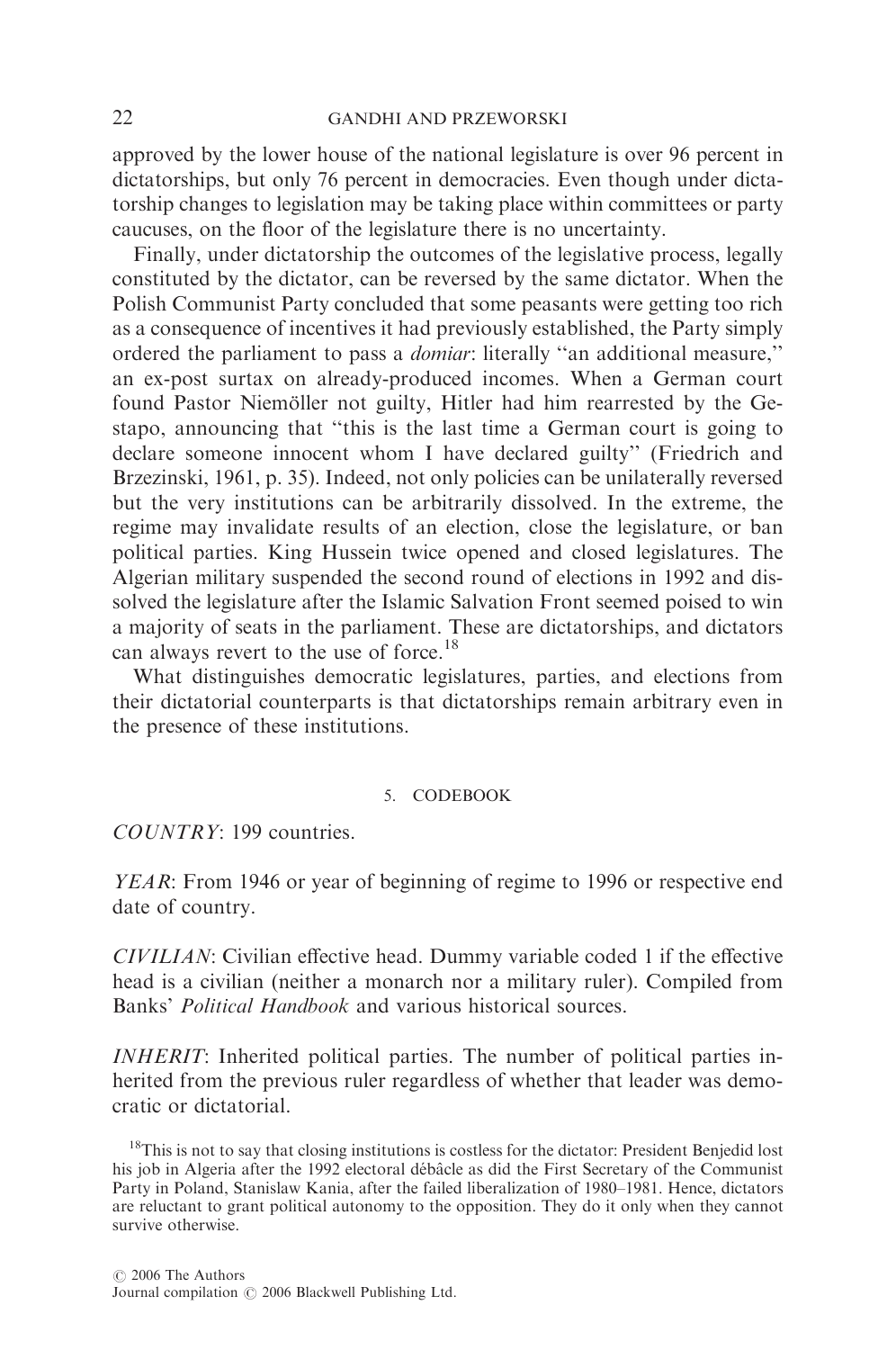approved by the lower house of the national legislature is over 96 percent in dictatorships, but only 76 percent in democracies. Even though under dictatorship changes to legislation may be taking place within committees or party caucuses, on the floor of the legislature there is no uncertainty.

Finally, under dictatorship the outcomes of the legislative process, legally constituted by the dictator, can be reversed by the same dictator. When the Polish Communist Party concluded that some peasants were getting too rich as a consequence of incentives it had previously established, the Party simply ordered the parliament to pass a *domiar*: literally "an additional measure," an ex-post surtax on already-produced incomes. When a German court found Pastor Niemöller not guilty, Hitler had him rearrested by the Gestapo, announcing that "this is the last time a German court is going to declare someone innocent whom I have declared guilty" (Friedrich and Brzezinski, 1961, p. 35). Indeed, not only policies can be unilaterally reversed but the very institutions can be arbitrarily dissolved. In the extreme, the regime may invalidate results of an election, close the legislature, or ban political parties. King Hussein twice opened and closed legislatures. The Algerian military suspended the second round of elections in 1992 and dissolved the legislature after the Islamic Salvation Front seemed poised to win a majority of seats in the parliament. These are dictatorships, and dictators can always revert to the use of force.[18]

What distinguishes democratic legislatures, parties, and elections from their dictatorial counterparts is that dictatorships remain arbitrary even in the presence of these institutions.

## 5. CODEBOOK

*COUNTRY*: 199 countries.

*YEAR*: From 1946 or year of beginning of regime to 1996 or respective end date of country.

*CIVILIAN*: Civilian effective head. Dummy variable coded 1 if the effective head is a civilian (neither a monarch nor a military ruler). Compiled from Banks' *Political Handbook* and various historical sources.

*INHERIT*: Inherited political parties. The number of political parties inherited from the previous ruler regardless of whether that leader was democratic or dictatorial.

[18]This is not to say that closing institutions is costless for the dictator: President Benjedid lost his job in Algeria after the 1992 electoral débâcle as did the First Secretary of the Communist Party in Poland, Stanislaw Kania, after the failed liberalization of 1980–1981. Hence, dictators are reluctant to grant political autonomy to the opposition. They do it only when they cannot survive otherwise.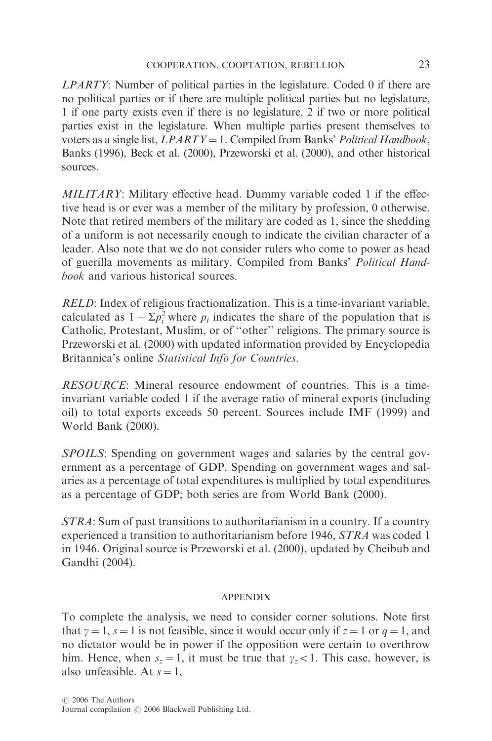*LPARTY*: Number of political parties in the legislature. Coded 0 if there are no political parties or if there are multiple political parties but no legislature, 1 if one party exists even if there is no legislature, 2 if two or more political parties exist in the legislature. When multiple parties present themselves to voters as a single list, *LPARTY* = 1. Compiled from Banks' *Political Handbook*, Banks (1996), Beck et al. (2000), Przeworski et al. (2000), and other historical sources.

*MILITARY*: Military effective head. Dummy variable coded 1 if the effective head is or ever was a member of the military by profession, 0 otherwise. Note that retired members of the military are coded as 1, since the shedding of a uniform is not necessarily enough to indicate the civilian character of a leader. Also note that we do not consider rulers who come to power as head of guerilla movements as military. Compiled from Banks' *Political Handbook* and various historical sources.

*RELD*: Index of religious fractionalization. This is a time-invariant variable, calculated as $1 - \Sigma p_i^2$ where $p_i$ indicates the share of the population that is Catholic, Protestant, Muslim, or of "other" religions. The primary source is Przeworski et al. (2000) with updated information provided by Encyclopedia Britannica's online *Statistical Info for Countries*.

*RESOURCE*: Mineral resource endowment of countries. This is a time-invariant variable coded 1 if the average ratio of mineral exports (including oil) to total exports exceeds 50 percent. Sources include IMF (1999) and World Bank (2000).

*SPOILS*: Spending on government wages and salaries by the central government as a percentage of GDP. Spending on government wages and salaries as a percentage of total expenditures is multiplied by total expenditures as a percentage of GDP; both series are from World Bank (2000).

*STRA*: Sum of past transitions to authoritarianism in a country. If a country experienced a transition to authoritarianism before 1946, *STRA* was coded 1 in 1946. Original source is Przeworski et al. (2000), updated by Cheibub and Gandhi (2004).

## APPENDIX

To complete the analysis, we need to consider corner solutions. Note first that $\gamma = 1$, $s = 1$ is not feasible, since it would occur only if $z = 1$ or $q = 1$, and no dictator would be in power if the opposition were certain to overthrow him. Hence, when $s_z = 1$, it must be true that $\gamma_z < 1$. This case, however, is also unfeasible. At $s = 1$,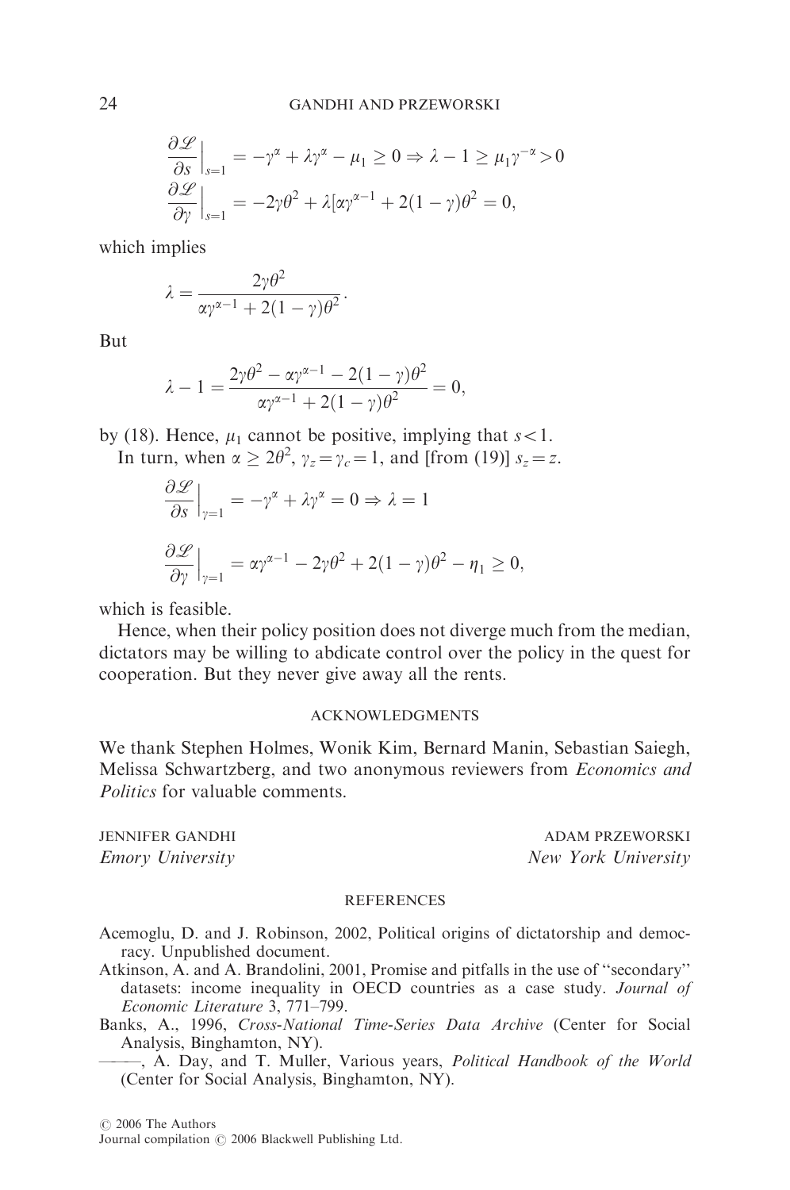$$\frac{\partial \mathcal{L}}{\partial s}\Big|_{s=1} = -\gamma^{\alpha} + \lambda\gamma^{\alpha} - \mu_1 \geq 0 \Rightarrow \lambda - 1 \geq \mu_1\gamma^{-\alpha} > 0$$

$$\frac{\partial \mathcal{L}}{\partial \gamma}\Big|_{s=1} = -2\gamma\theta^2 + \lambda[\alpha\gamma^{\alpha-1} + 2(1-\gamma)\theta^2 = 0,$$

which implies

$$\lambda = \frac{2\gamma\theta^2}{\alpha\gamma^{\alpha-1} + 2(1-\gamma)\theta^2}.$$

But

$$\lambda - 1 = \frac{2\gamma\theta^2 - \alpha\gamma^{\alpha-1} - 2(1-\gamma)\theta^2}{\alpha\gamma^{\alpha-1} + 2(1-\gamma)\theta^2} = 0,$$

by (18). Hence, $\mu_1$ cannot be positive, implying that $s < 1$.

In turn, when $\alpha \geq 2\theta^2$, $\gamma_z = \gamma_c = 1$, and [from (19)] $s_z = z$.

$$\frac{\partial \mathcal{L}}{\partial s}\Big|_{\gamma=1} = -\gamma^{\alpha} + \lambda\gamma^{\alpha} = 0 \Rightarrow \lambda = 1$$

$$\frac{\partial \mathcal{L}}{\partial \gamma}\Big|_{\gamma=1} = \alpha\gamma^{\alpha-1} - 2\gamma\theta^2 + 2(1-\gamma)\theta^2 - \eta_1 \geq 0,$$

which is feasible.

Hence, when their policy position does not diverge much from the median, dictators may be willing to abdicate control over the policy in the quest for cooperation. But they never give away all the rents.

## ACKNOWLEDGMENTS

We thank Stephen Holmes, Wonik Kim, Bernard Manin, Sebastian Saiegh, Melissa Schwartzberg, and two anonymous reviewers from *Economics and Politics* for valuable comments.

JENNIFER GANDHI
*Emory University*

ADAM PRZEWORSKI
*New York University*

## REFERENCES

Acemoglu, D. and J. Robinson, 2002, Political origins of dictatorship and democracy. Unpublished document.

Atkinson, A. and A. Brandolini, 2001, Promise and pitfalls in the use of "secondary" datasets: income inequality in OECD countries as a case study. *Journal of Economic Literature* 3, 771–799.

Banks, A., 1996, *Cross-National Time-Series Data Archive* (Center for Social Analysis, Binghamton, NY).

———, A. Day, and T. Muller, Various years, *Political Handbook of the World* (Center for Social Analysis, Binghamton, NY).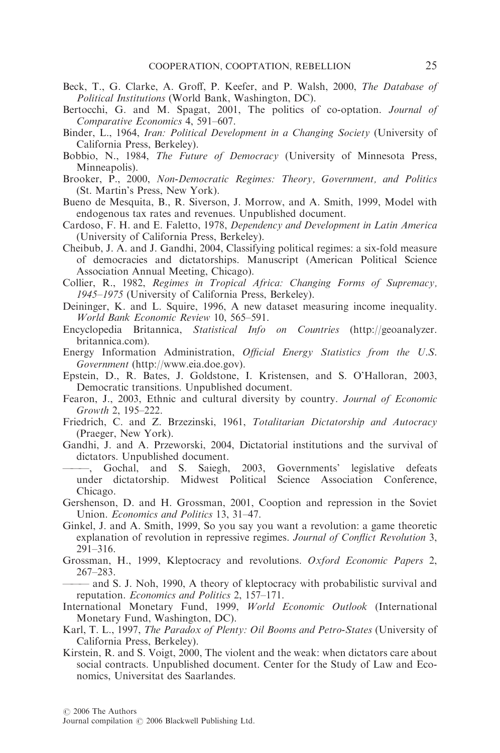Beck, T., G. Clarke, A. Groff, P. Keefer, and P. Walsh, 2000, *The Database of Political Institutions* (World Bank, Washington, DC).

Bertocchi, G. and M. Spagat, 2001, The politics of co-optation. *Journal of Comparative Economics* 4, 591–607.

Binder, L., 1964, *Iran: Political Development in a Changing Society* (University of California Press, Berkeley).

Bobbio, N., 1984, *The Future of Democracy* (University of Minnesota Press, Minneapolis).

Brooker, P., 2000, *Non-Democratic Regimes: Theory, Government, and Politics* (St. Martin's Press, New York).

Bueno de Mesquita, B., R. Siverson, J. Morrow, and A. Smith, 1999, Model with endogenous tax rates and revenues. Unpublished document.

Cardoso, F. H. and E. Faletto, 1978, *Dependency and Development in Latin America* (University of California Press, Berkeley).

Cheibub, J. A. and J. Gandhi, 2004, Classifying political regimes: a six-fold measure of democracies and dictatorships. Manuscript (American Political Science Association Annual Meeting, Chicago).

Collier, R., 1982, *Regimes in Tropical Africa: Changing Forms of Supremacy, 1945–1975* (University of California Press, Berkeley).

Deininger, K. and L. Squire, 1996, A new dataset measuring income inequality. *World Bank Economic Review* 10, 565–591.

Encyclopedia Britannica, *Statistical Info on Countries* (http://geoanalyzer.britannica.com).

Energy Information Administration, *Official Energy Statistics from the U.S. Government* (http://www.eia.doe.gov).

Epstein, D., R. Bates, J. Goldstone, I. Kristensen, and S. O'Halloran, 2003, Democratic transitions. Unpublished document.

Fearon, J., 2003, Ethnic and cultural diversity by country. *Journal of Economic Growth* 2, 195–222.

Friedrich, C. and Z. Brzezinski, 1961, *Totalitarian Dictatorship and Autocracy* (Praeger, New York).

Gandhi, J. and A. Przeworski, 2004, Dictatorial institutions and the survival of dictators. Unpublished document.

———, Gochal, and S. Saiegh, 2003, Governments' legislative defeats under dictatorship. Midwest Political Science Association Conference, Chicago.

Gershenson, D. and H. Grossman, 2001, Cooption and repression in the Soviet Union. *Economics and Politics* 13, 31–47.

Ginkel, J. and A. Smith, 1999, So you say you want a revolution: a game theoretic explanation of revolution in repressive regimes. *Journal of Conflict Revolution* 3, 291–316.

Grossman, H., 1999, Kleptocracy and revolutions. *Oxford Economic Papers* 2, 267–283.

——— and S. J. Noh, 1990, A theory of kleptocracy with probabilistic survival and reputation. *Economics and Politics* 2, 157–171.

International Monetary Fund, 1999, *World Economic Outlook* (International Monetary Fund, Washington, DC).

Karl, T. L., 1997, *The Paradox of Plenty: Oil Booms and Petro-States* (University of California Press, Berkeley).

Kirstein, R. and S. Voigt, 2000, The violent and the weak: when dictators care about social contracts. Unpublished document. Center for the Study of Law and Economics, Universitat des Saarlandes.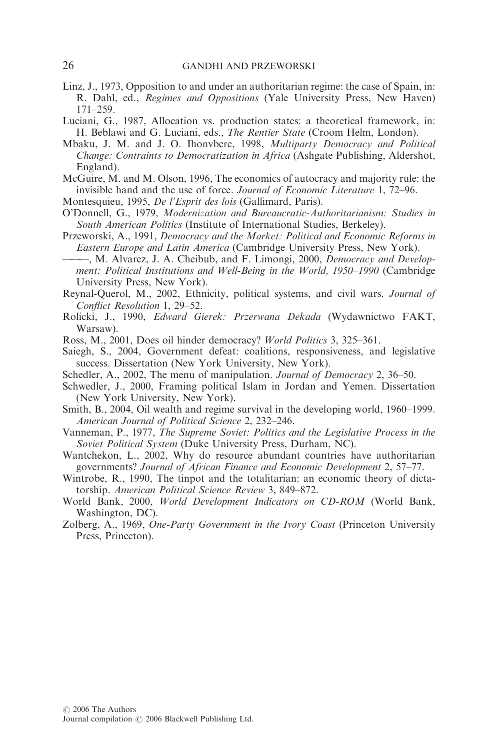Linz, J., 1973, Opposition to and under an authoritarian regime: the case of Spain, in: R. Dahl, ed., *Regimes and Oppositions* (Yale University Press, New Haven) 171–259.

Luciani, G., 1987, Allocation vs. production states: a theoretical framework, in: H. Beblawi and G. Luciani, eds., *The Rentier State* (Croom Helm, London).

Mbaku, J. M. and J. O. Ihonvbere, 1998, *Multiparty Democracy and Political Change: Contraints to Democratization in Africa* (Ashgate Publishing, Aldershot, England).

McGuire, M. and M. Olson, 1996, The economics of autocracy and majority rule: the invisible hand and the use of force. *Journal of Economic Literature* 1, 72–96.

Montesquieu, 1995, *De l'Esprit des lois* (Gallimard, Paris).

O'Donnell, G., 1979, *Modernization and Bureaucratic-Authoritarianism: Studies in South American Politics* (Institute of International Studies, Berkeley).

Przeworski, A., 1991, *Democracy and the Market: Political and Economic Reforms in Eastern Europe and Latin America* (Cambridge University Press, New York).

———, M. Alvarez, J. A. Cheibub, and F. Limongi, 2000, *Democracy and Development: Political Institutions and Well-Being in the World, 1950–1990* (Cambridge University Press, New York).

Reynal-Querol, M., 2002, Ethnicity, political systems, and civil wars. *Journal of Conflict Resolution* 1, 29–52.

Rolicki, J., 1990, *Edward Gierek: Przerwana Dekada* (Wydawnictwo FAKT, Warsaw).

Ross, M., 2001, Does oil hinder democracy? *World Politics* 3, 325–361.

Saiegh, S., 2004, Government defeat: coalitions, responsiveness, and legislative success. Dissertation (New York University, New York).

Schedler, A., 2002, The menu of manipulation. *Journal of Democracy* 2, 36–50.

Schwedler, J., 2000, Framing political Islam in Jordan and Yemen. Dissertation (New York University, New York).

Smith, B., 2004, Oil wealth and regime survival in the developing world, 1960–1999. *American Journal of Political Science* 2, 232–246.

Vanneman, P., 1977, *The Supreme Soviet: Politics and the Legislative Process in the Soviet Political System* (Duke University Press, Durham, NC).

Wantchekon, L., 2002, Why do resource abundant countries have authoritarian governments? *Journal of African Finance and Economic Development* 2, 57–77.

Wintrobe, R., 1990, The tinpot and the totalitarian: an economic theory of dictatorship. *American Political Science Review* 3, 849–872.

World Bank, 2000, *World Development Indicators on CD-ROM* (World Bank, Washington, DC).

Zolberg, A., 1969, *One-Party Government in the Ivory Coast* (Princeton University Press, Princeton).